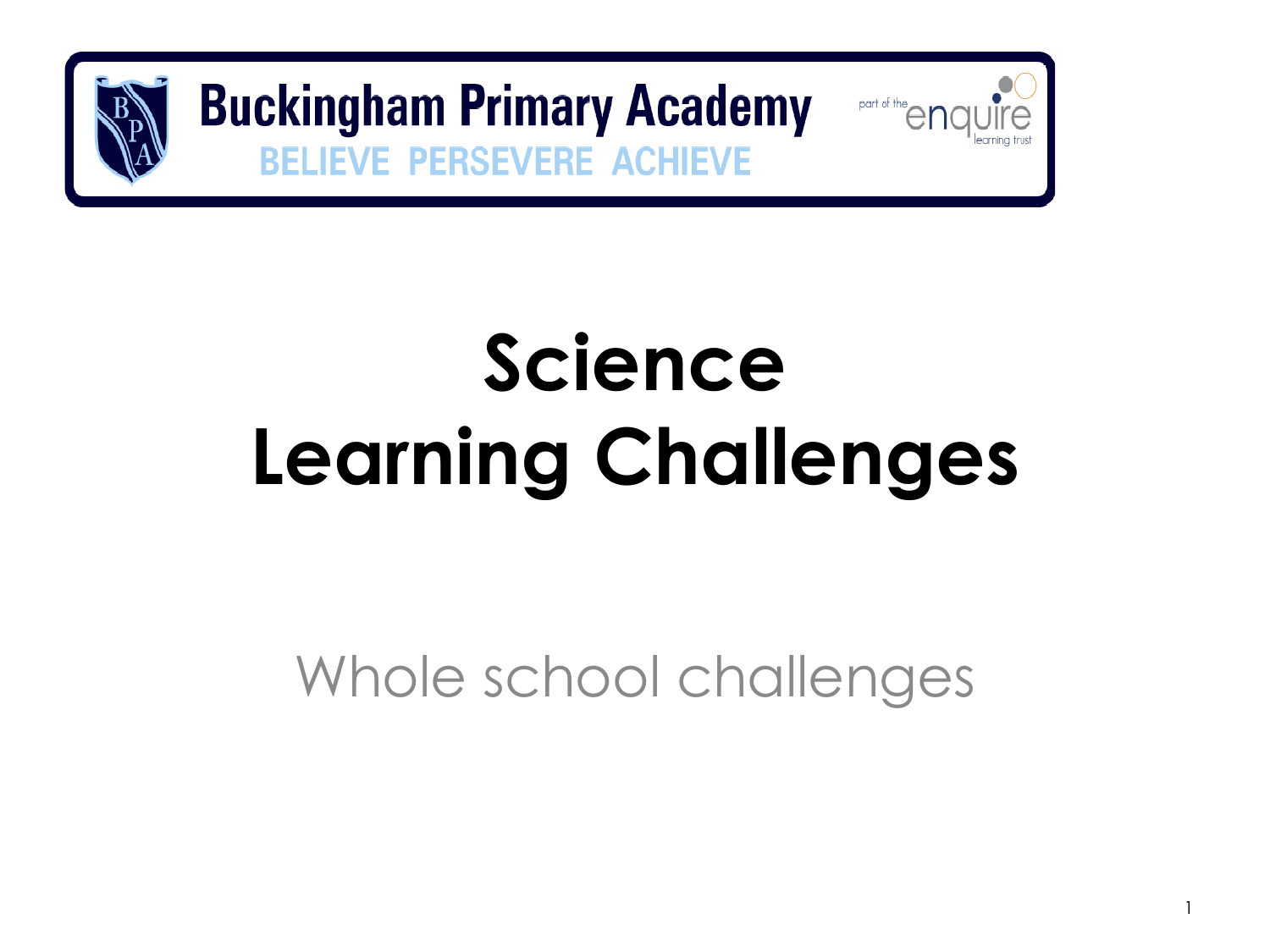Buckingham Primary Academy

BELIEVE PERSEVERE ACHIEVE

part of the enquire learning trust

# Science
# Learning Challenges

Whole school challenges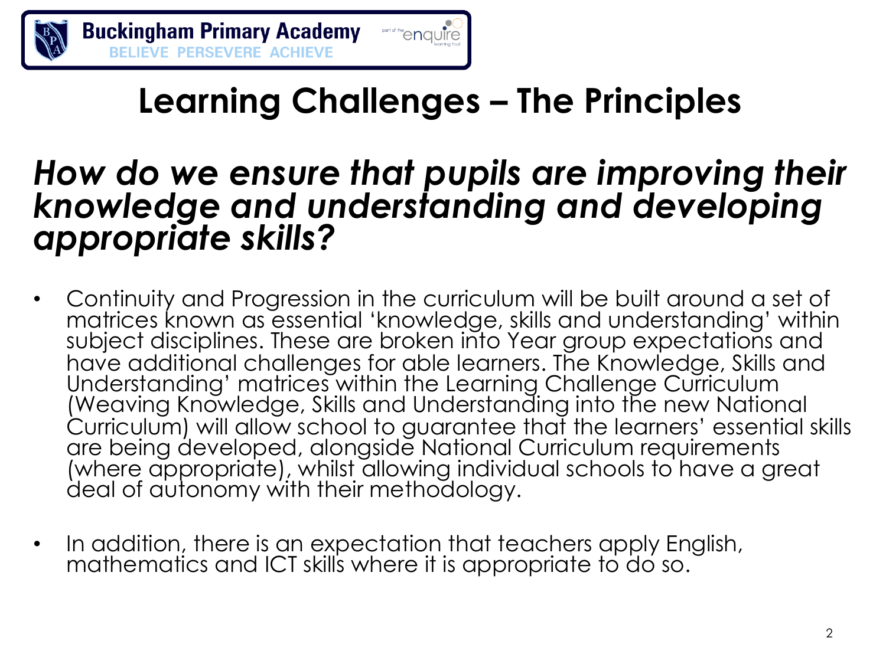# Learning Challenges – The Principles

## *How do we ensure that pupils are improving their knowledge and understanding and developing appropriate skills?*

- Continuity and Progression in the curriculum will be built around a set of matrices known as essential 'knowledge, skills and understanding' within subject disciplines. These are broken into Year group expectations and have additional challenges for able learners. The Knowledge, Skills and Understanding' matrices within the Learning Challenge Curriculum (Weaving Knowledge, Skills and Understanding into the new National Curriculum) will allow school to guarantee that the learners' essential skills are being developed, alongside National Curriculum requirements (where appropriate), whilst allowing individual schools to have a great deal of autonomy with their methodology.

- In addition, there is an expectation that teachers apply English, mathematics and ICT skills where it is appropriate to do so.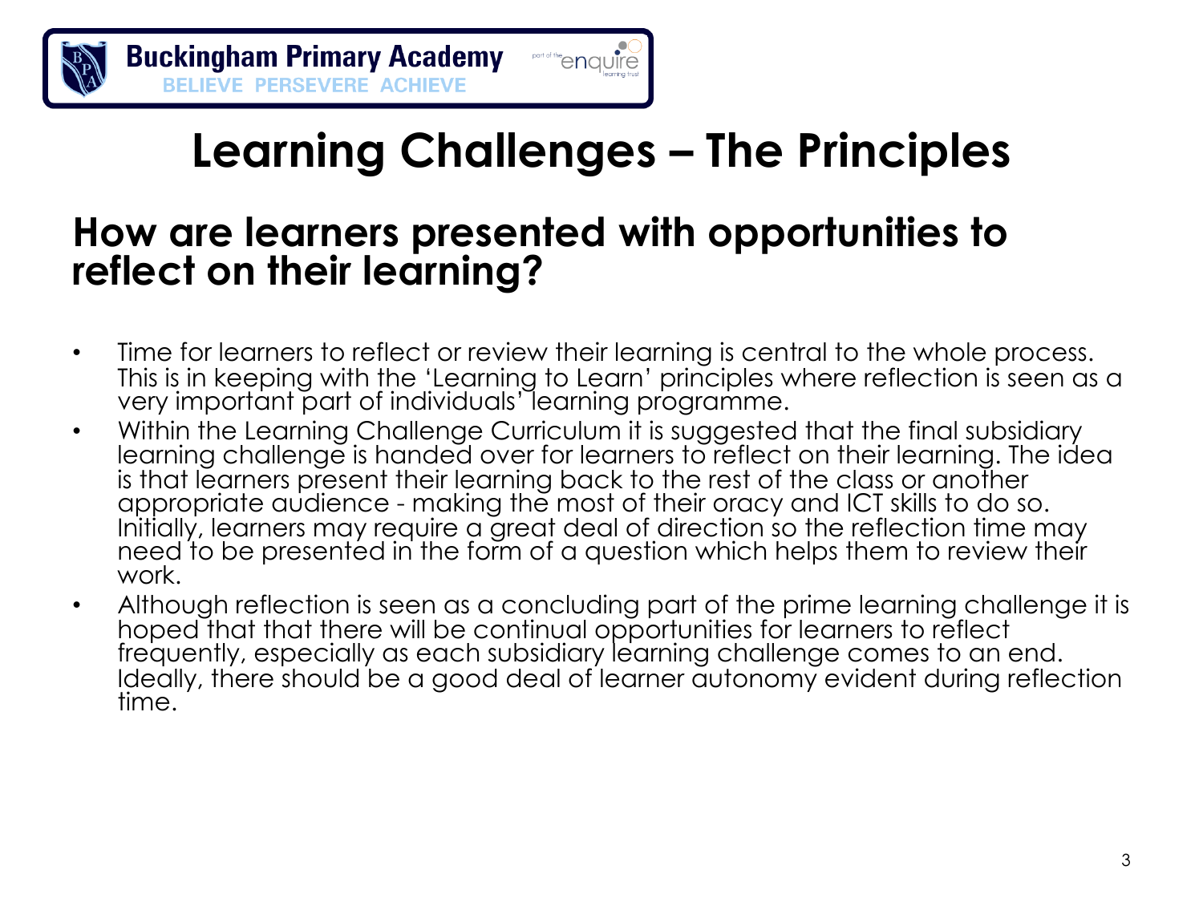# Learning Challenges – The Principles

## How are learners presented with opportunities to reflect on their learning?

- Time for learners to reflect or review their learning is central to the whole process. This is in keeping with the 'Learning to Learn' principles where reflection is seen as a very important part of individuals' learning programme.
- Within the Learning Challenge Curriculum it is suggested that the final subsidiary learning challenge is handed over for learners to reflect on their learning. The idea is that learners present their learning back to the rest of the class or another appropriate audience - making the most of their oracy and ICT skills to do so. Initially, learners may require a great deal of direction so the reflection time may need to be presented in the form of a question which helps them to review their work.
- Although reflection is seen as a concluding part of the prime learning challenge it is hoped that that there will be continual opportunities for learners to reflect frequently, especially as each subsidiary learning challenge comes to an end. Ideally, there should be a good deal of learner autonomy evident during reflection time.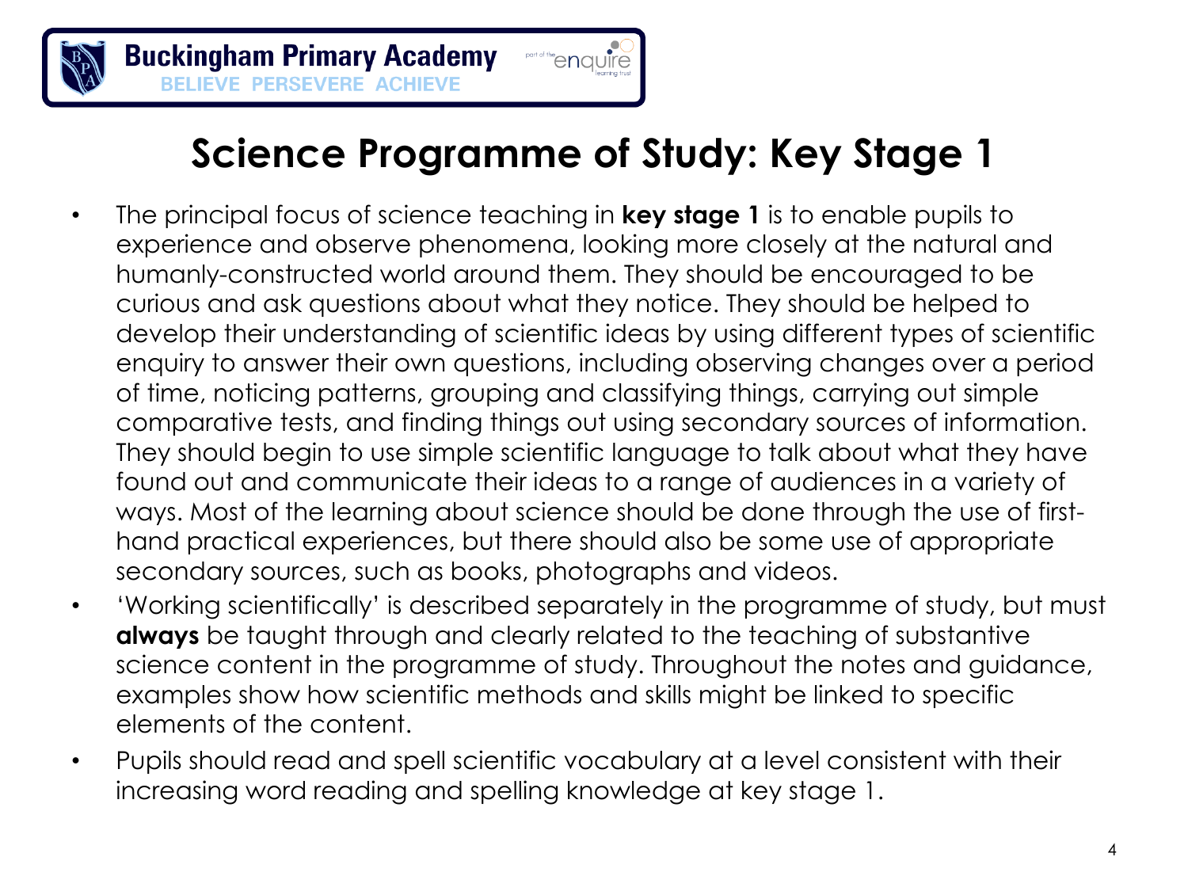# Science Programme of Study: Key Stage 1

- The principal focus of science teaching in **key stage 1** is to enable pupils to experience and observe phenomena, looking more closely at the natural and humanly-constructed world around them. They should be encouraged to be curious and ask questions about what they notice. They should be helped to develop their understanding of scientific ideas by using different types of scientific enquiry to answer their own questions, including observing changes over a period of time, noticing patterns, grouping and classifying things, carrying out simple comparative tests, and finding things out using secondary sources of information. They should begin to use simple scientific language to talk about what they have found out and communicate their ideas to a range of audiences in a variety of ways. Most of the learning about science should be done through the use of first-hand practical experiences, but there should also be some use of appropriate secondary sources, such as books, photographs and videos.
- 'Working scientifically' is described separately in the programme of study, but must **always** be taught through and clearly related to the teaching of substantive science content in the programme of study. Throughout the notes and guidance, examples show how scientific methods and skills might be linked to specific elements of the content.
- Pupils should read and spell scientific vocabulary at a level consistent with their increasing word reading and spelling knowledge at key stage 1.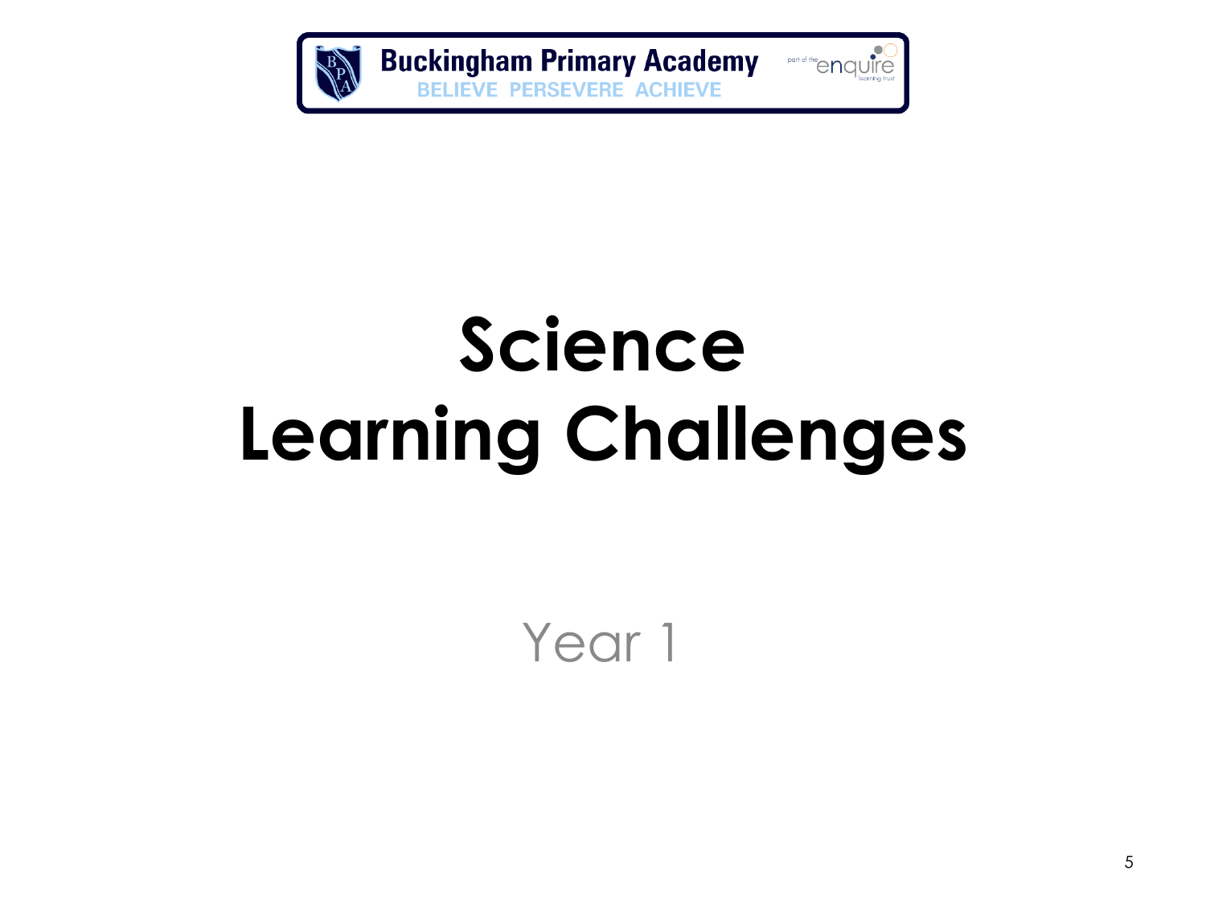# Science Learning Challenges

Year 1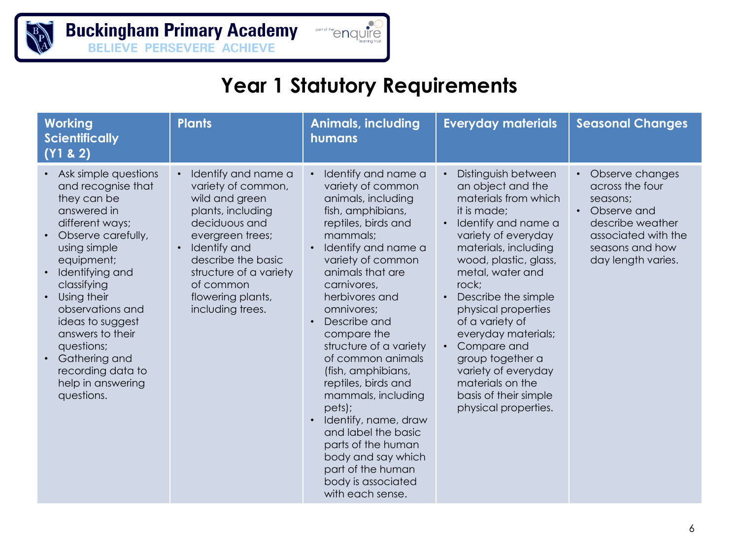Buckingham Primary Academy
BELIEVE PERSEVERE ACHIEVE

# Year 1 Statutory Requirements

| Working Scientifically (Y1 & 2) | Plants | Animals, including humans | Everyday materials | Seasonal Changes |
|---|---|---|---|---|
| • Ask simple questions and recognise that they can be answered in different ways;<br>• Observe carefully, using simple equipment;<br>• Identifying and classifying<br>• Using their observations and ideas to suggest answers to their questions;<br>• Gathering and recording data to help in answering questions. | • Identify and name a variety of common, wild and green plants, including deciduous and evergreen trees;<br>• Identify and describe the basic structure of a variety of common flowering plants, including trees. | • Identify and name a variety of common animals, including fish, amphibians, reptiles, birds and mammals;<br>• Identify and name a variety of common animals that are carnivores, herbivores and omnivores;<br>• Describe and compare the structure of a variety of common animals (fish, amphibians, reptiles, birds and mammals, including pets);<br>• Identify, name, draw and label the basic parts of the human body and say which part of the human body is associated with each sense. | • Distinguish between an object and the materials from which it is made;<br>• Identify and name a variety of everyday materials, including wood, plastic, glass, metal, water and rock;<br>• Describe the simple physical properties of a variety of everyday materials;<br>• Compare and group together a variety of everyday materials on the basis of their simple physical properties. | • Observe changes across the four seasons;<br>• Observe and describe weather associated with the seasons and how day length varies. |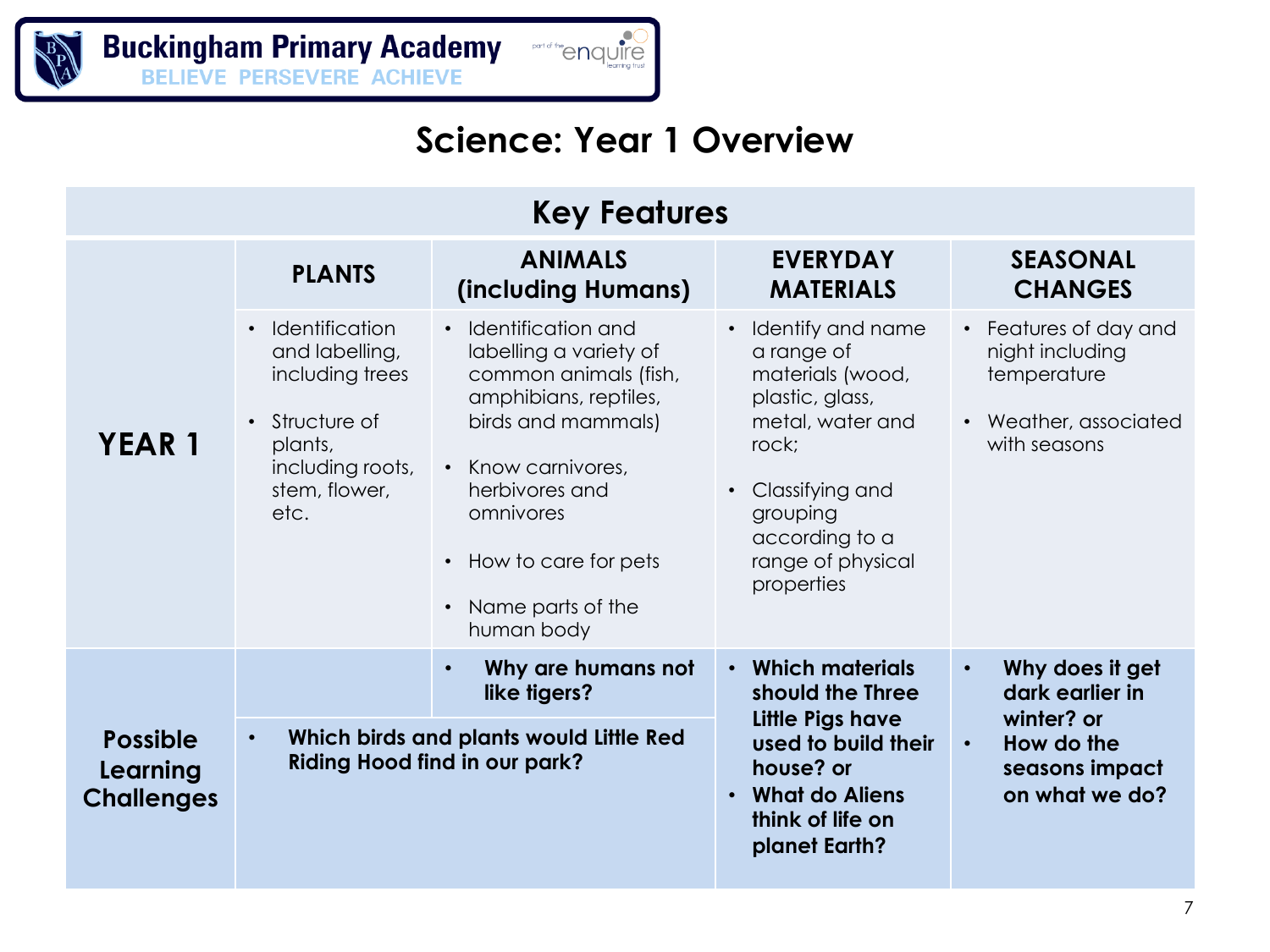# Science: Year 1 Overview

## Key Features

| | PLANTS | ANIMALS (including Humans) | EVERYDAY MATERIALS | SEASONAL CHANGES |
|---|---|---|---|---|
| **YEAR 1** | • Identification and labelling, including trees<br>• Structure of plants, including roots, stem, flower, etc. | • Identification and labelling a variety of common animals (fish, amphibians, reptiles, birds and mammals)<br>• Know carnivores, herbivores and omnivores<br>• How to care for pets<br>• Name parts of the human body | • Identify and name a range of materials (wood, plastic, glass, metal, water and rock;<br>• Classifying and grouping according to a range of physical properties | • Features of day and night including temperature<br>• Weather, associated with seasons |
| **Possible Learning Challenges** | | • **Why are humans not like tigers?** | • **Which materials should the Three Little Pigs have used to build their house? or**<br>• **What do Aliens think of life on planet Earth?** | • **Why does it get dark earlier in winter? or**<br>• **How do the seasons impact on what we do?** |
| | • **Which birds and plants would Little Red Riding Hood find in our park?** | | | |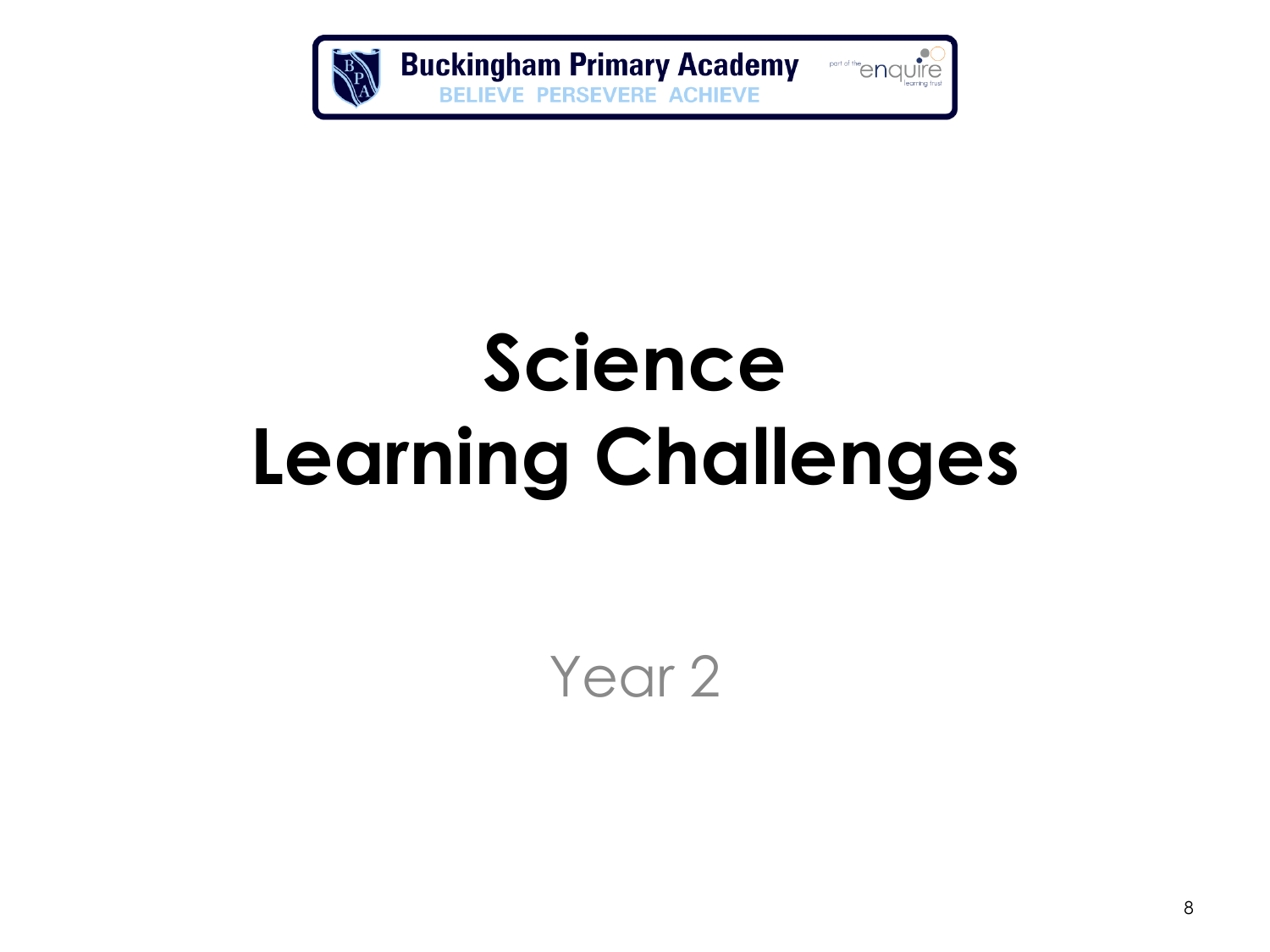# Science Learning Challenges

Year 2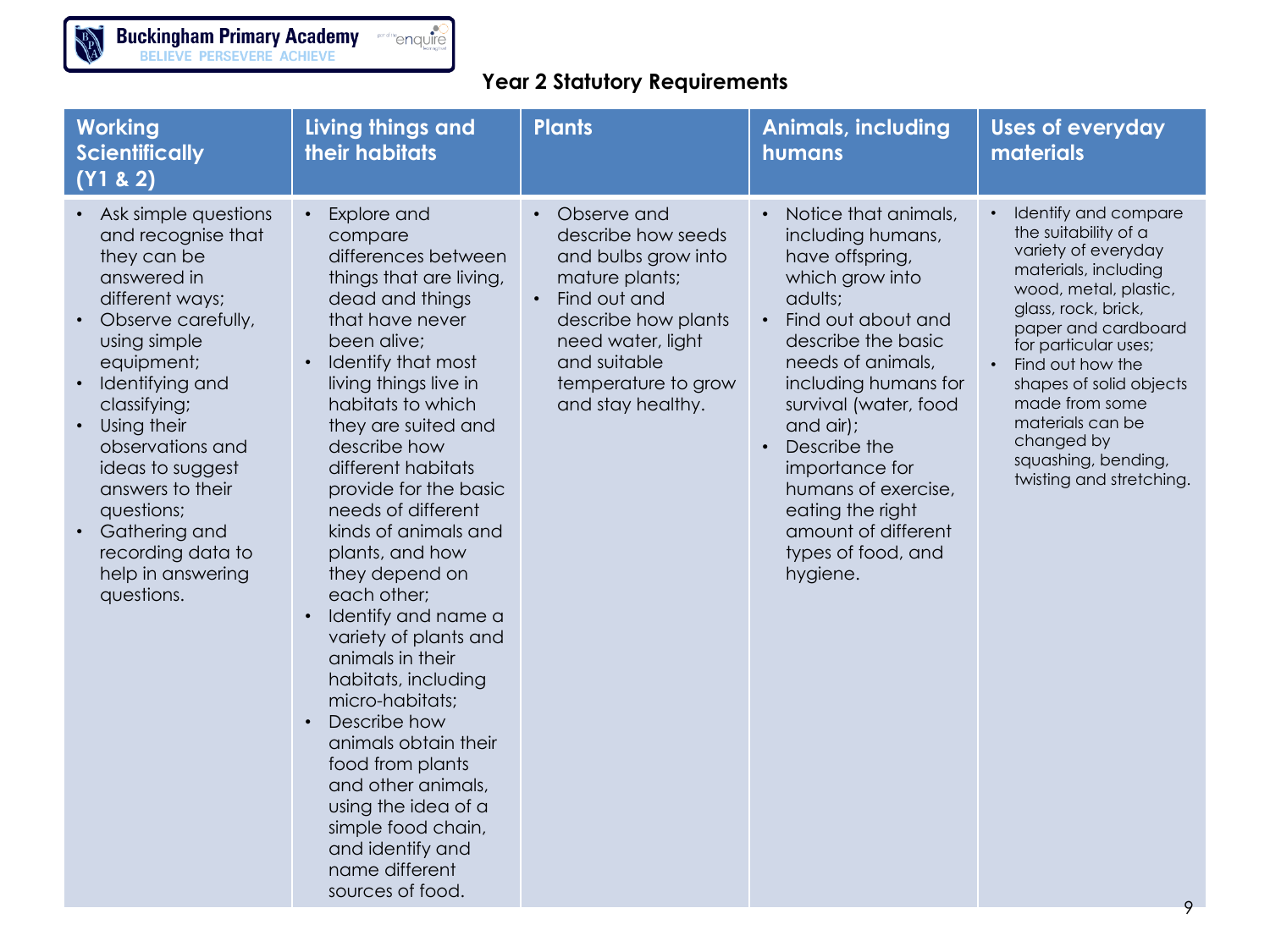Buckingham Primary Academy
BELIEVE PERSEVERE ACHIEVE

## Year 2 Statutory Requirements

| Working Scientifically (Y1 & 2) | Living things and their habitats | Plants | Animals, including humans | Uses of everyday materials |
|---|---|---|---|---|
| • Ask simple questions and recognise that they can be answered in different ways;<br>• Observe carefully, using simple equipment;<br>• Identifying and classifying;<br>• Using their observations and ideas to suggest answers to their questions;<br>• Gathering and recording data to help in answering questions. | • Explore and compare differences between things that are living, dead and things that have never been alive;<br>• Identify that most living things live in habitats to which they are suited and describe how different habitats provide for the basic needs of different kinds of animals and plants, and how they depend on each other;<br>• Identify and name a variety of plants and animals in their habitats, including micro-habitats;<br>• Describe how animals obtain their food from plants and other animals, using the idea of a simple food chain, and identify and name different sources of food. | • Observe and describe how seeds and bulbs grow into mature plants;<br>• Find out and describe how plants need water, light and suitable temperature to grow and stay healthy. | • Notice that animals, including humans, have offspring, which grow into adults;<br>• Find out about and describe the basic needs of animals, including humans for survival (water, food and air);<br>• Describe the importance for humans of exercise, eating the right amount of different types of food, and hygiene. | • Identify and compare the suitability of a variety of everyday materials, including wood, metal, plastic, glass, rock, brick, paper and cardboard for particular uses;<br>• Find out how the shapes of solid objects made from some materials can be changed by squashing, bending, twisting and stretching. |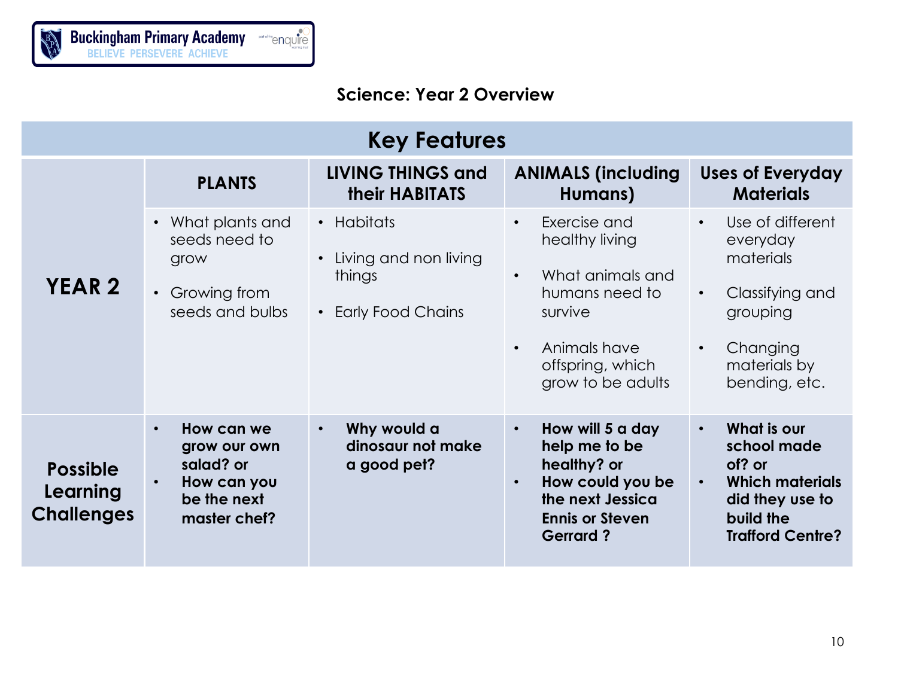Buckingham Primary Academy
BELIEVE PERSEVERE ACHIEVE

## Science: Year 2 Overview

| Key Features | | | | |
|---|---|---|---|---|
| **YEAR 2** | **PLANTS** | **LIVING THINGS and their HABITATS** | **ANIMALS (including Humans)** | **Uses of Everyday Materials** |
| | • What plants and seeds need to grow<br>• Growing from seeds and bulbs | • Habitats<br>• Living and non living things<br>• Early Food Chains | • Exercise and healthy living<br>• What animals and humans need to survive<br>• Animals have offspring, which grow to be adults | • Use of different everyday materials<br>• Classifying and grouping<br>• Changing materials by bending, etc. |
| **Possible Learning Challenges** | • **How can we grow our own salad? or**<br>• **How can you be the next master chef?** | • **Why would a dinosaur not make a good pet?** | • **How will 5 a day help me to be healthy? or**<br>• **How could you be the next Jessica Ennis or Steven Gerrard ?** | • **What is our school made of? or**<br>• **Which materials did they use to build the Trafford Centre?** |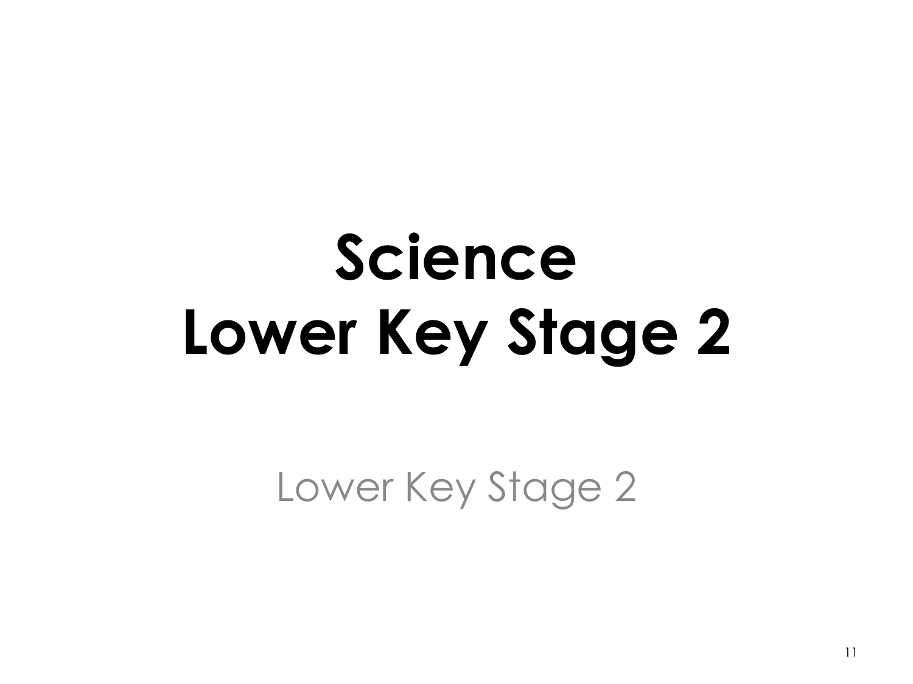# Science
# Lower Key Stage 2

Lower Key Stage 2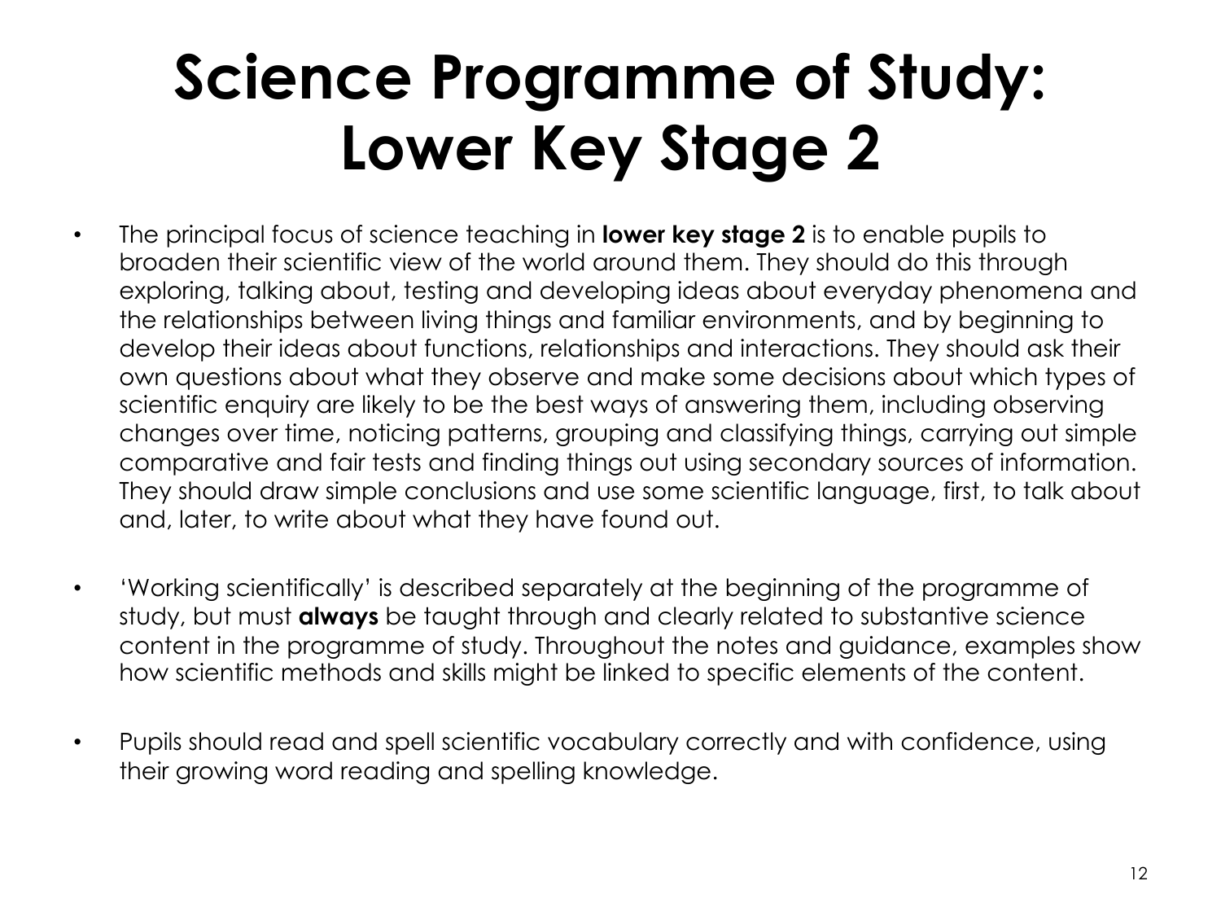# Science Programme of Study: Lower Key Stage 2

- The principal focus of science teaching in **lower key stage 2** is to enable pupils to broaden their scientific view of the world around them. They should do this through exploring, talking about, testing and developing ideas about everyday phenomena and the relationships between living things and familiar environments, and by beginning to develop their ideas about functions, relationships and interactions. They should ask their own questions about what they observe and make some decisions about which types of scientific enquiry are likely to be the best ways of answering them, including observing changes over time, noticing patterns, grouping and classifying things, carrying out simple comparative and fair tests and finding things out using secondary sources of information. They should draw simple conclusions and use some scientific language, first, to talk about and, later, to write about what they have found out.

- 'Working scientifically' is described separately at the beginning of the programme of study, but must **always** be taught through and clearly related to substantive science content in the programme of study. Throughout the notes and guidance, examples show how scientific methods and skills might be linked to specific elements of the content.

- Pupils should read and spell scientific vocabulary correctly and with confidence, using their growing word reading and spelling knowledge.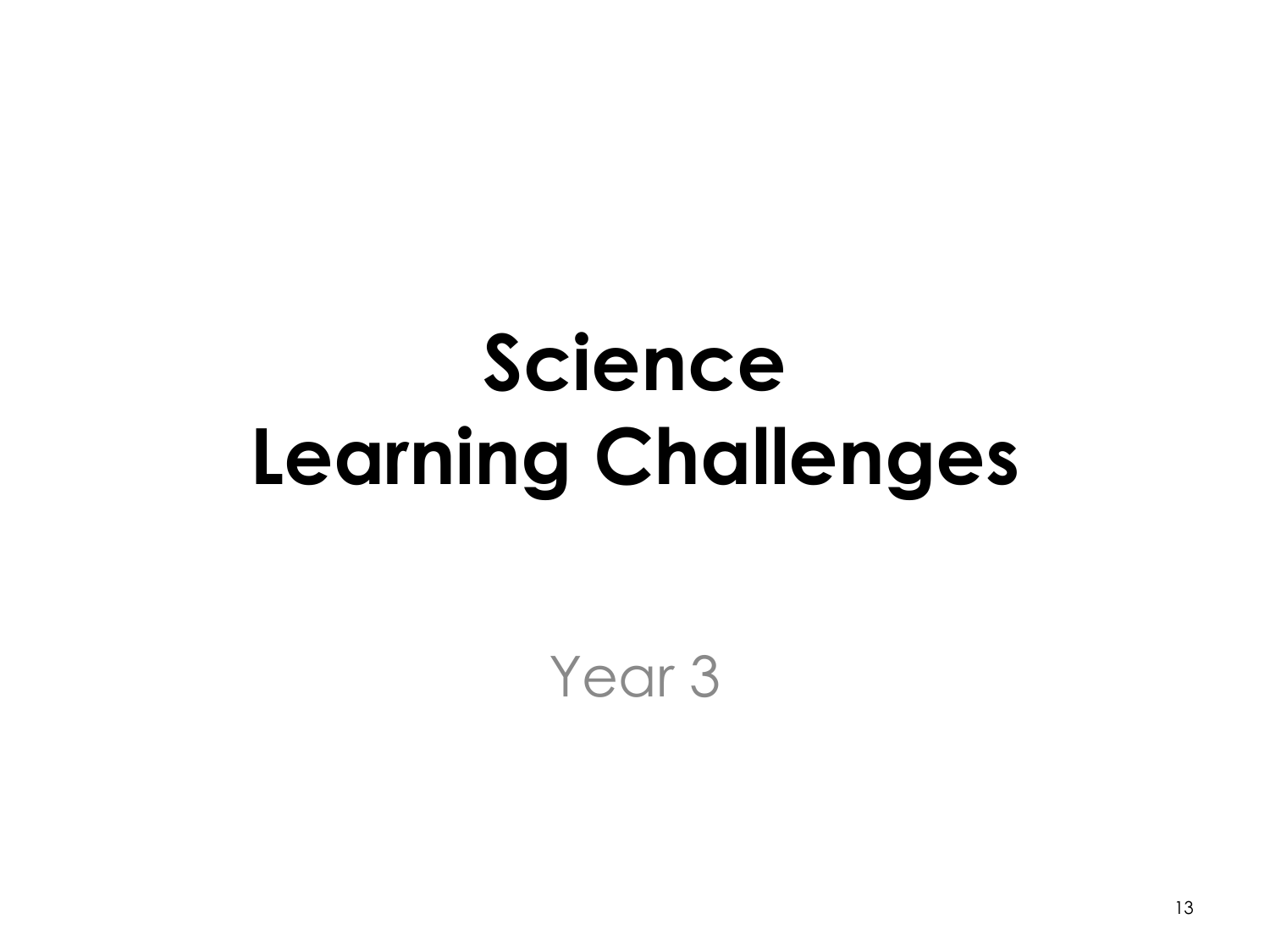# Science
# Learning Challenges

Year 3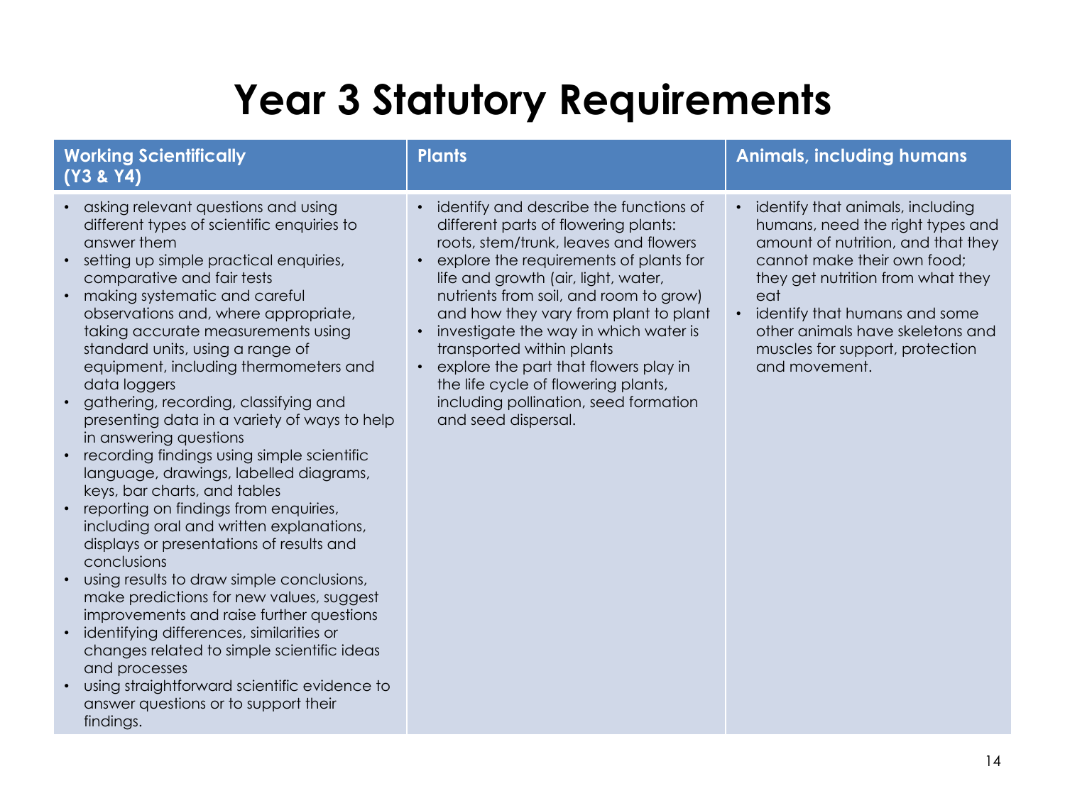# Year 3 Statutory Requirements

| Working Scientifically (Y3 & Y4) | Plants | Animals, including humans |
| --- | --- | --- |
| • asking relevant questions and using different types of scientific enquiries to answer them<br>• setting up simple practical enquiries, comparative and fair tests<br>• making systematic and careful observations and, where appropriate, taking accurate measurements using standard units, using a range of equipment, including thermometers and data loggers<br>• gathering, recording, classifying and presenting data in a variety of ways to help in answering questions<br>• recording findings using simple scientific language, drawings, labelled diagrams, keys, bar charts, and tables<br>• reporting on findings from enquiries, including oral and written explanations, displays or presentations of results and conclusions<br>• using results to draw simple conclusions, make predictions for new values, suggest improvements and raise further questions<br>• identifying differences, similarities or changes related to simple scientific ideas and processes<br>• using straightforward scientific evidence to answer questions or to support their findings. | • identify and describe the functions of different parts of flowering plants: roots, stem/trunk, leaves and flowers<br>• explore the requirements of plants for life and growth (air, light, water, nutrients from soil, and room to grow) and how they vary from plant to plant<br>• investigate the way in which water is transported within plants<br>• explore the part that flowers play in the life cycle of flowering plants, including pollination, seed formation and seed dispersal. | • identify that animals, including humans, need the right types and amount of nutrition, and that they cannot make their own food; they get nutrition from what they eat<br>• identify that humans and some other animals have skeletons and muscles for support, protection and movement. |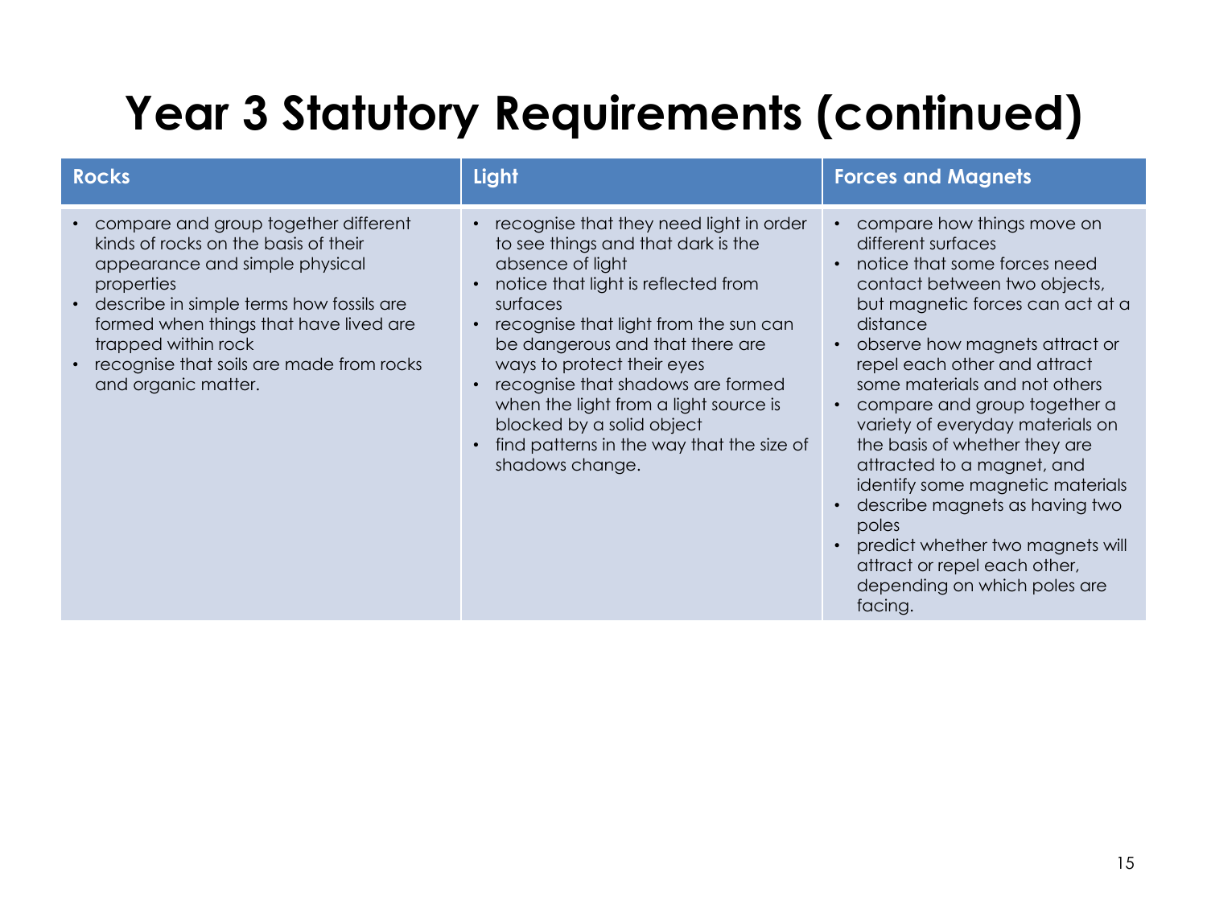# Year 3 Statutory Requirements (continued)

| Rocks | Light | Forces and Magnets |
| --- | --- | --- |
| • compare and group together different kinds of rocks on the basis of their appearance and simple physical properties<br>• describe in simple terms how fossils are formed when things that have lived are trapped within rock<br>• recognise that soils are made from rocks and organic matter. | • recognise that they need light in order to see things and that dark is the absence of light<br>• notice that light is reflected from surfaces<br>• recognise that light from the sun can be dangerous and that there are ways to protect their eyes<br>• recognise that shadows are formed when the light from a light source is blocked by a solid object<br>• find patterns in the way that the size of shadows change. | • compare how things move on different surfaces<br>• notice that some forces need contact between two objects, but magnetic forces can act at a distance<br>• observe how magnets attract or repel each other and attract some materials and not others<br>• compare and group together a variety of everyday materials on the basis of whether they are attracted to a magnet, and identify some magnetic materials<br>• describe magnets as having two poles<br>• predict whether two magnets will attract or repel each other, depending on which poles are facing. |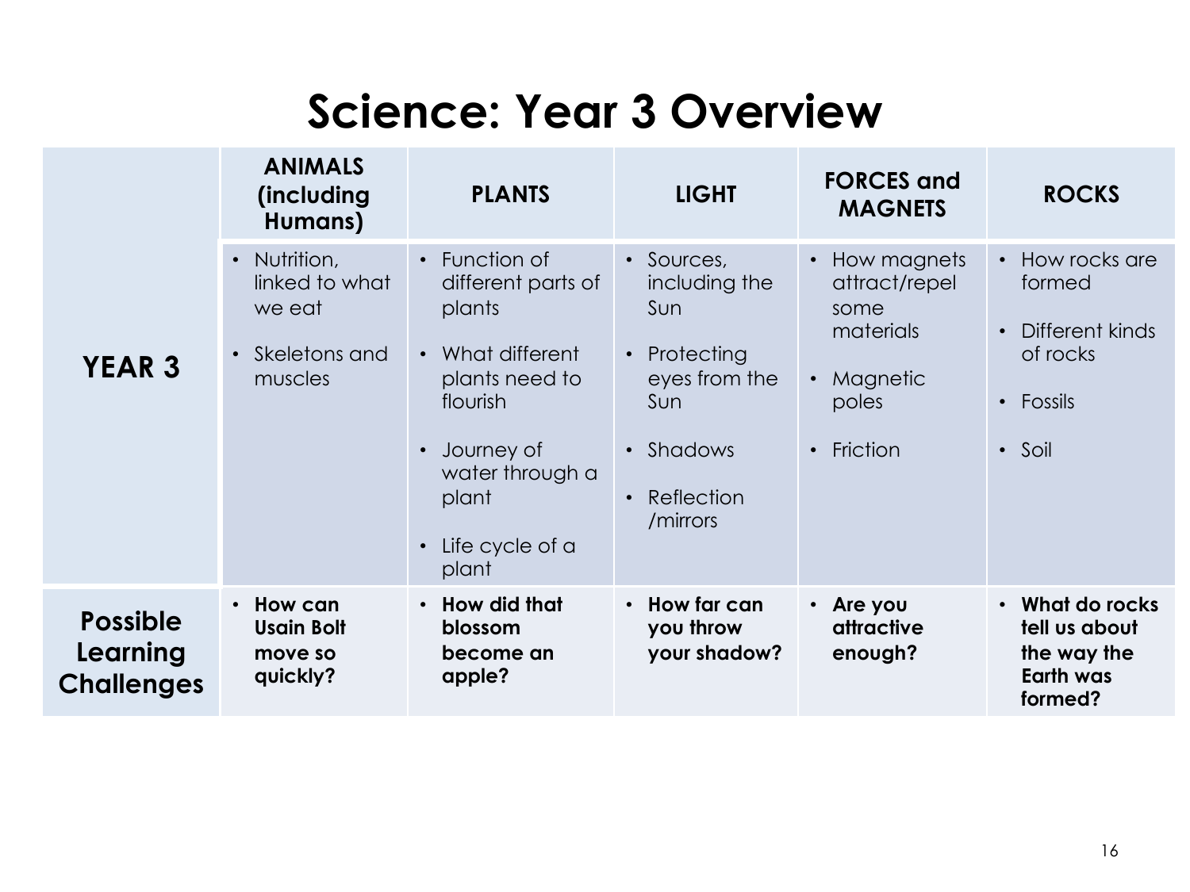# Science: Year 3 Overview

| | ANIMALS (including Humans) | PLANTS | LIGHT | FORCES and MAGNETS | ROCKS |
|---|---|---|---|---|---|
| **YEAR 3** | • Nutrition, linked to what we eat<br>• Skeletons and muscles | • Function of different parts of plants<br>• What different plants need to flourish<br>• Journey of water through a plant<br>• Life cycle of a plant | • Sources, including the Sun<br>• Protecting eyes from the Sun<br>• Shadows<br>• Reflection /mirrors | • How magnets attract/repel some materials<br>• Magnetic poles<br>• Friction | • How rocks are formed<br>• Different kinds of rocks<br>• Fossils<br>• Soil |
| **Possible Learning Challenges** | • **How can Usain Bolt move so quickly?** | • **How did that blossom become an apple?** | • **How far can you throw your shadow?** | • **Are you attractive enough?** | • **What do rocks tell us about the way the Earth was formed?** |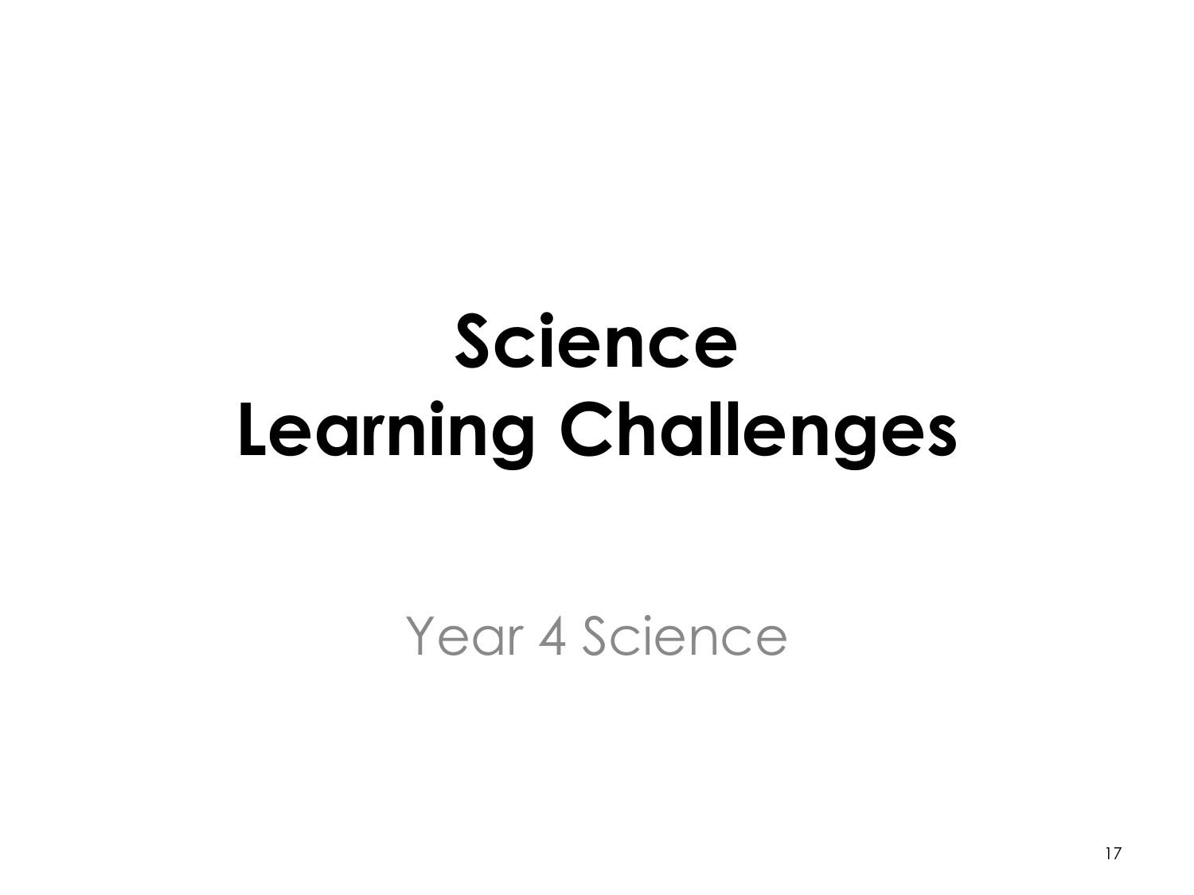# Science
# Learning Challenges

Year 4 Science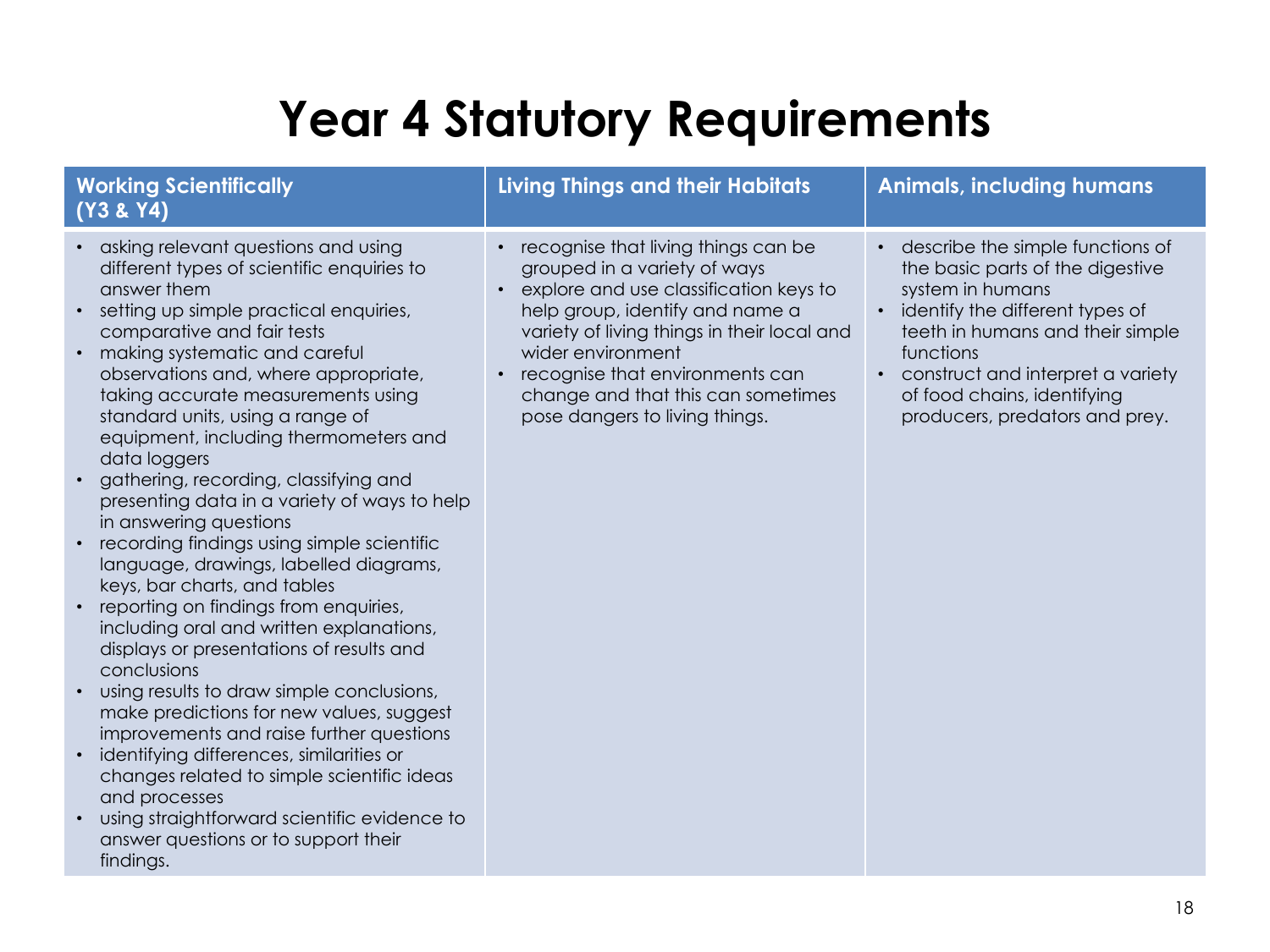# Year 4 Statutory Requirements

| Working Scientifically (Y3 & Y4) | Living Things and their Habitats | Animals, including humans |
| --- | --- | --- |
| • asking relevant questions and using different types of scientific enquiries to answer them<br>• setting up simple practical enquiries, comparative and fair tests<br>• making systematic and careful observations and, where appropriate, taking accurate measurements using standard units, using a range of equipment, including thermometers and data loggers<br>• gathering, recording, classifying and presenting data in a variety of ways to help in answering questions<br>• recording findings using simple scientific language, drawings, labelled diagrams, keys, bar charts, and tables<br>• reporting on findings from enquiries, including oral and written explanations, displays or presentations of results and conclusions<br>• using results to draw simple conclusions, make predictions for new values, suggest improvements and raise further questions<br>• identifying differences, similarities or changes related to simple scientific ideas and processes<br>• using straightforward scientific evidence to answer questions or to support their findings. | • recognise that living things can be grouped in a variety of ways<br>• explore and use classification keys to help group, identify and name a variety of living things in their local and wider environment<br>• recognise that environments can change and that this can sometimes pose dangers to living things. | • describe the simple functions of the basic parts of the digestive system in humans<br>• identify the different types of teeth in humans and their simple functions<br>• construct and interpret a variety of food chains, identifying producers, predators and prey. |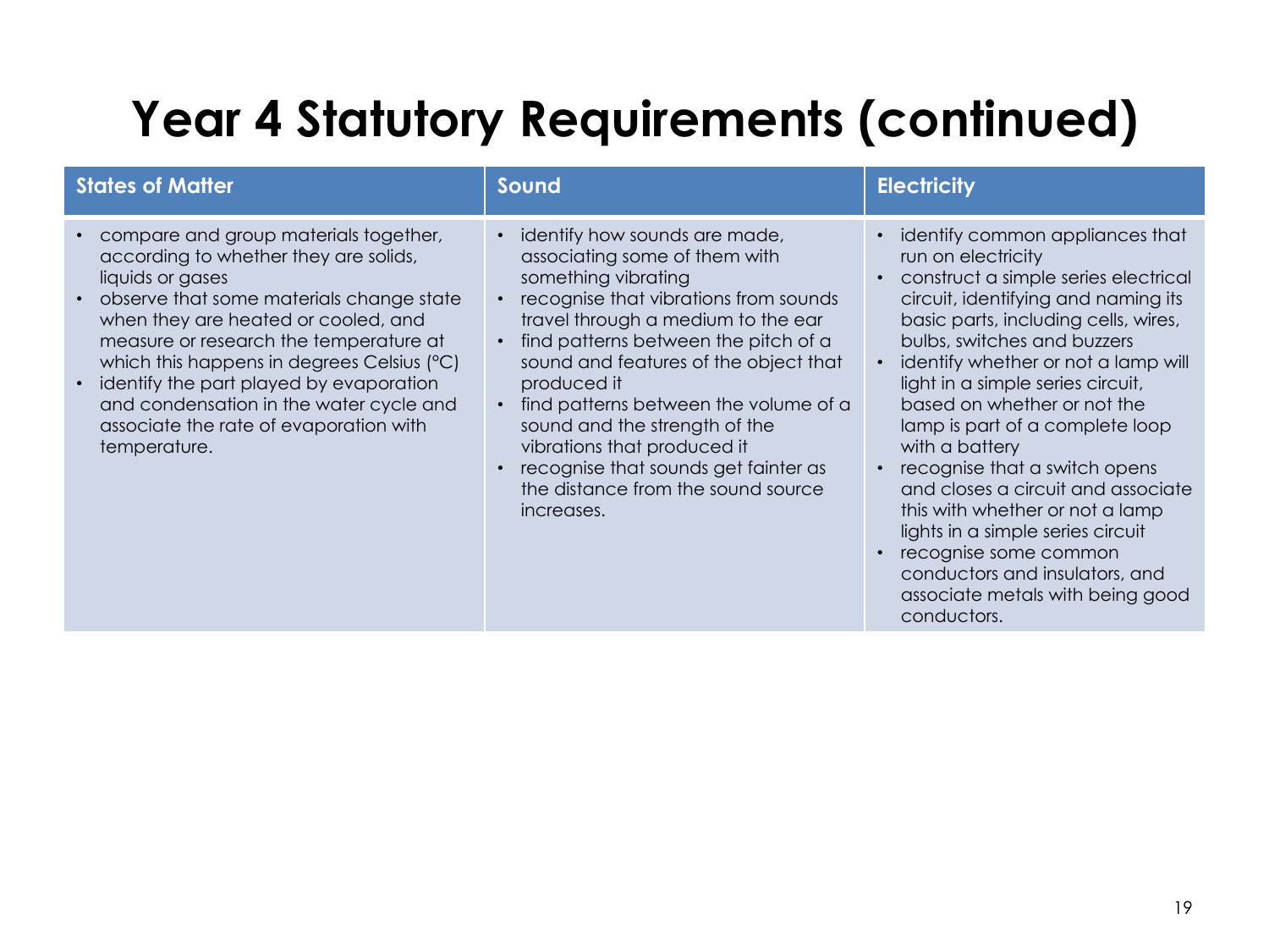# Year 4 Statutory Requirements (continued)

| States of Matter | Sound | Electricity |
|---|---|---|
| • compare and group materials together, according to whether they are solids, liquids or gases<br>• observe that some materials change state when they are heated or cooled, and measure or research the temperature at which this happens in degrees Celsius (°C)<br>• identify the part played by evaporation and condensation in the water cycle and associate the rate of evaporation with temperature. | • identify how sounds are made, associating some of them with something vibrating<br>• recognise that vibrations from sounds travel through a medium to the ear<br>• find patterns between the pitch of a sound and features of the object that produced it<br>• find patterns between the volume of a sound and the strength of the vibrations that produced it<br>• recognise that sounds get fainter as the distance from the sound source increases. | • identify common appliances that run on electricity<br>• construct a simple series electrical circuit, identifying and naming its basic parts, including cells, wires, bulbs, switches and buzzers<br>• identify whether or not a lamp will light in a simple series circuit, based on whether or not the lamp is part of a complete loop with a battery<br>• recognise that a switch opens and closes a circuit and associate this with whether or not a lamp lights in a simple series circuit<br>• recognise some common conductors and insulators, and associate metals with being good conductors. |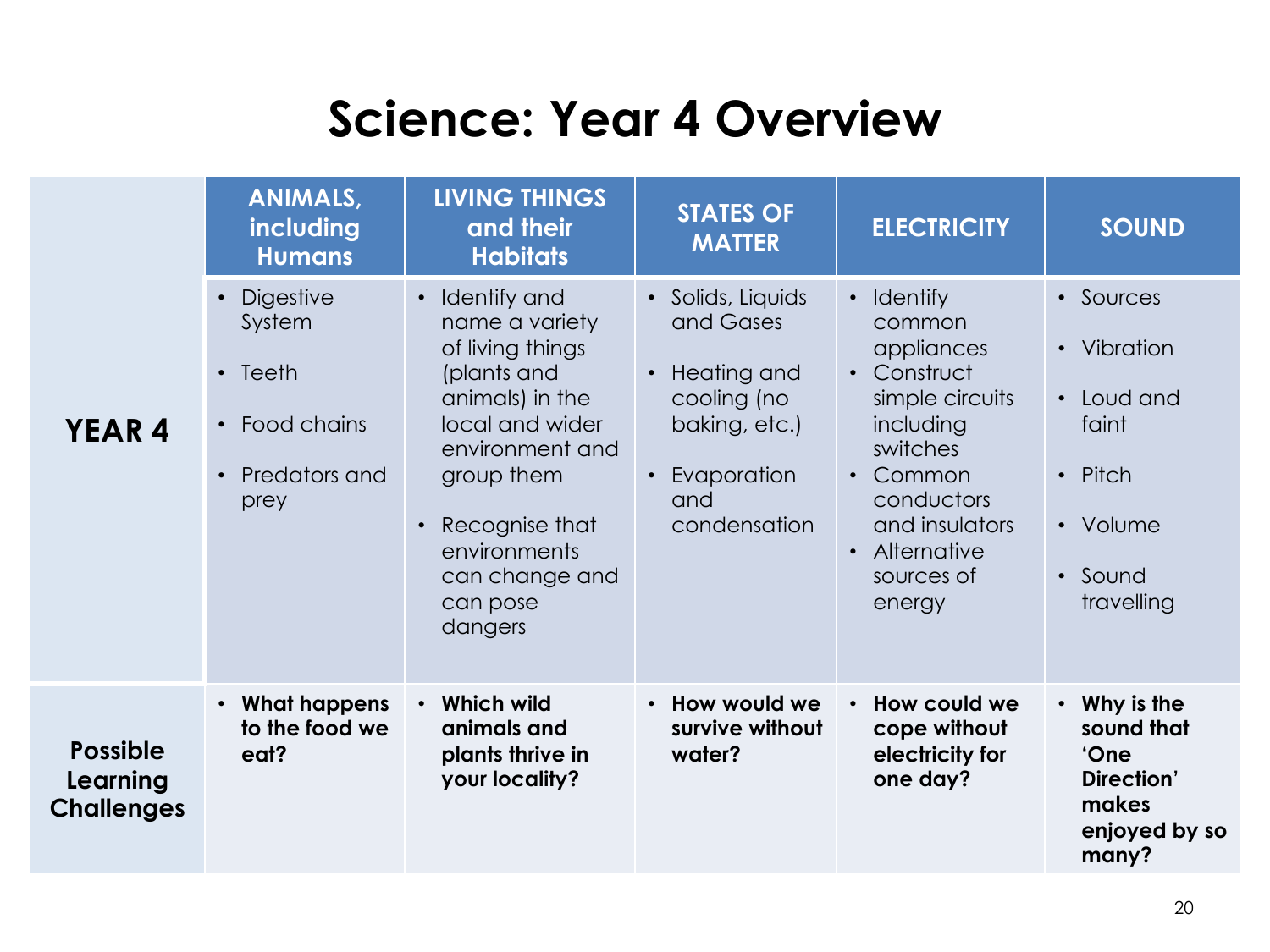# Science: Year 4 Overview

| | ANIMALS, including Humans | LIVING THINGS and their Habitats | STATES OF MATTER | ELECTRICITY | SOUND |
|---|---|---|---|---|---|
| **YEAR 4** | • Digestive System<br>• Teeth<br>• Food chains<br>• Predators and prey | • Identify and name a variety of living things (plants and animals) in the local and wider environment and group them<br>• Recognise that environments can change and can pose dangers | • Solids, Liquids and Gases<br>• Heating and cooling (no baking, etc.)<br>• Evaporation and condensation | • Identify common appliances<br>• Construct simple circuits including switches<br>• Common conductors and insulators<br>• Alternative sources of energy | • Sources<br>• Vibration<br>• Loud and faint<br>• Pitch<br>• Volume<br>• Sound travelling |
| **Possible Learning Challenges** | • **What happens to the food we eat?** | • **Which wild animals and plants thrive in your locality?** | • **How would we survive without water?** | • **How could we cope without electricity for one day?** | • **Why is the sound that 'One Direction' makes enjoyed by so many?** |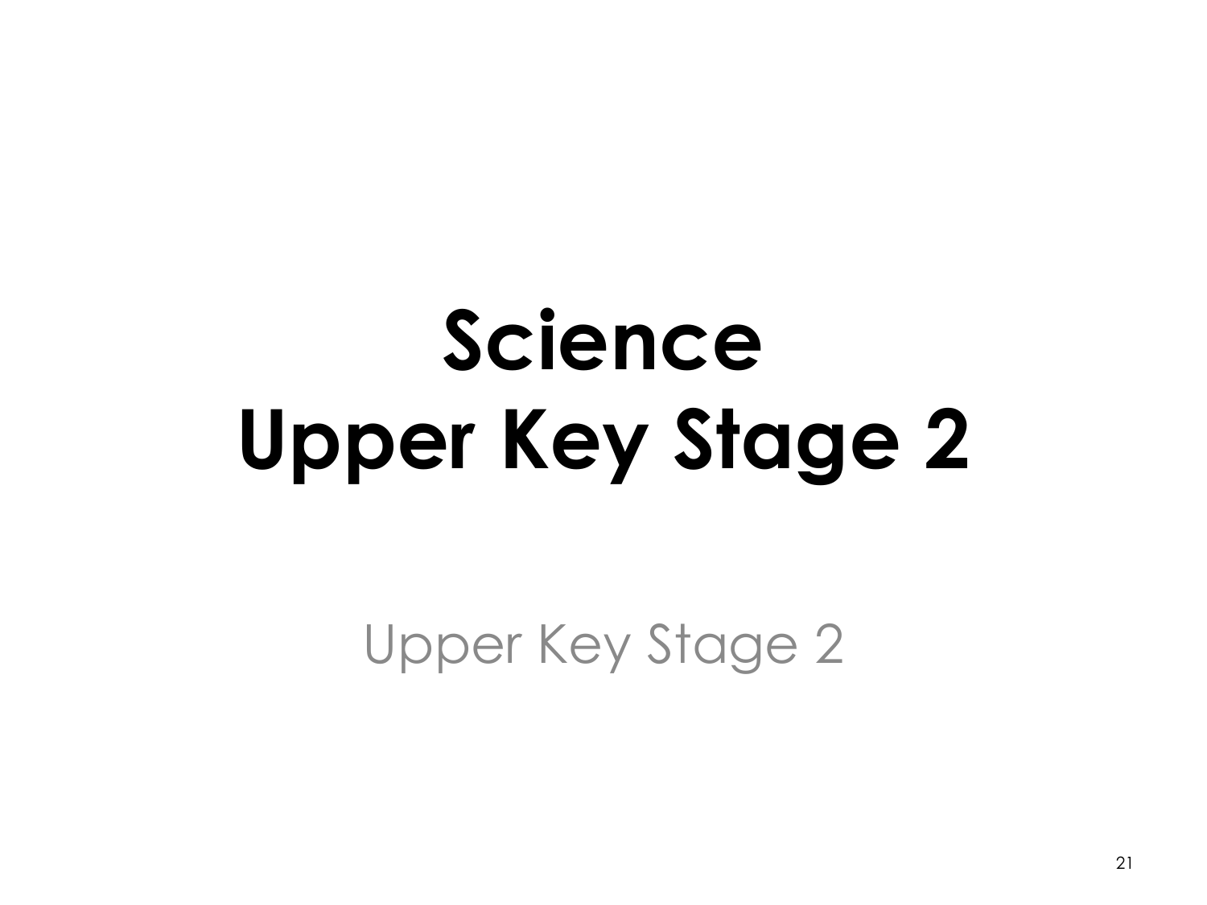# Science
# Upper Key Stage 2

Upper Key Stage 2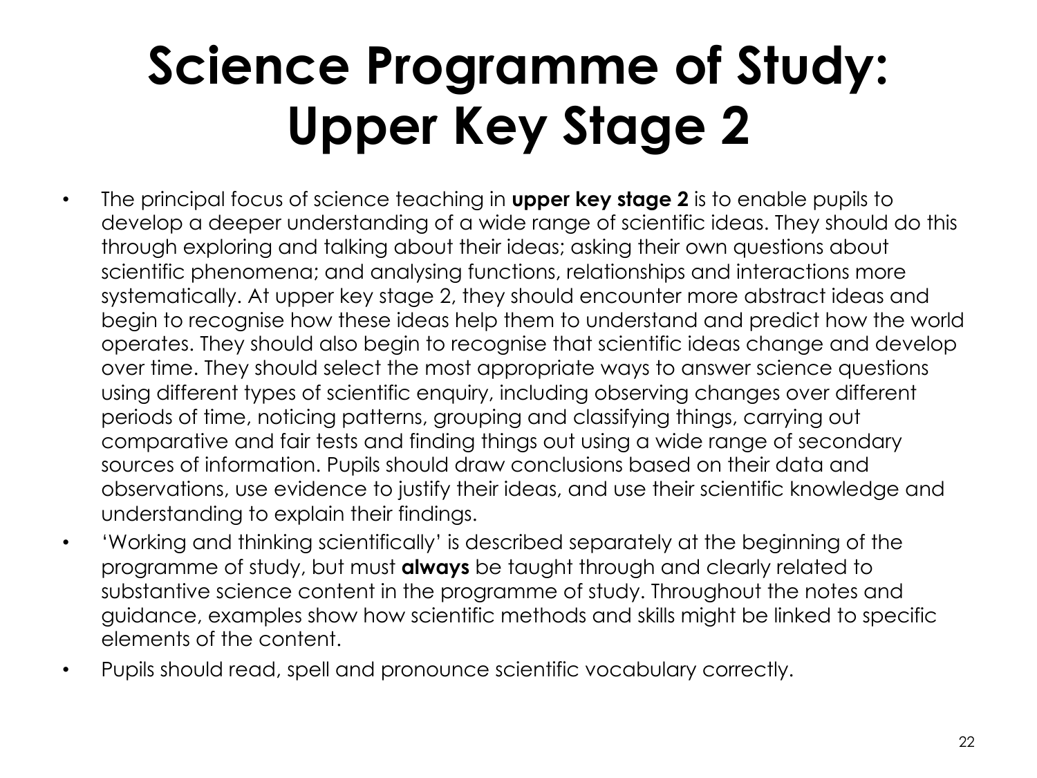# Science Programme of Study: Upper Key Stage 2

- The principal focus of science teaching in **upper key stage 2** is to enable pupils to develop a deeper understanding of a wide range of scientific ideas. They should do this through exploring and talking about their ideas; asking their own questions about scientific phenomena; and analysing functions, relationships and interactions more systematically. At upper key stage 2, they should encounter more abstract ideas and begin to recognise how these ideas help them to understand and predict how the world operates. They should also begin to recognise that scientific ideas change and develop over time. They should select the most appropriate ways to answer science questions using different types of scientific enquiry, including observing changes over different periods of time, noticing patterns, grouping and classifying things, carrying out comparative and fair tests and finding things out using a wide range of secondary sources of information. Pupils should draw conclusions based on their data and observations, use evidence to justify their ideas, and use their scientific knowledge and understanding to explain their findings.
- 'Working and thinking scientifically' is described separately at the beginning of the programme of study, but must **always** be taught through and clearly related to substantive science content in the programme of study. Throughout the notes and guidance, examples show how scientific methods and skills might be linked to specific elements of the content.
- Pupils should read, spell and pronounce scientific vocabulary correctly.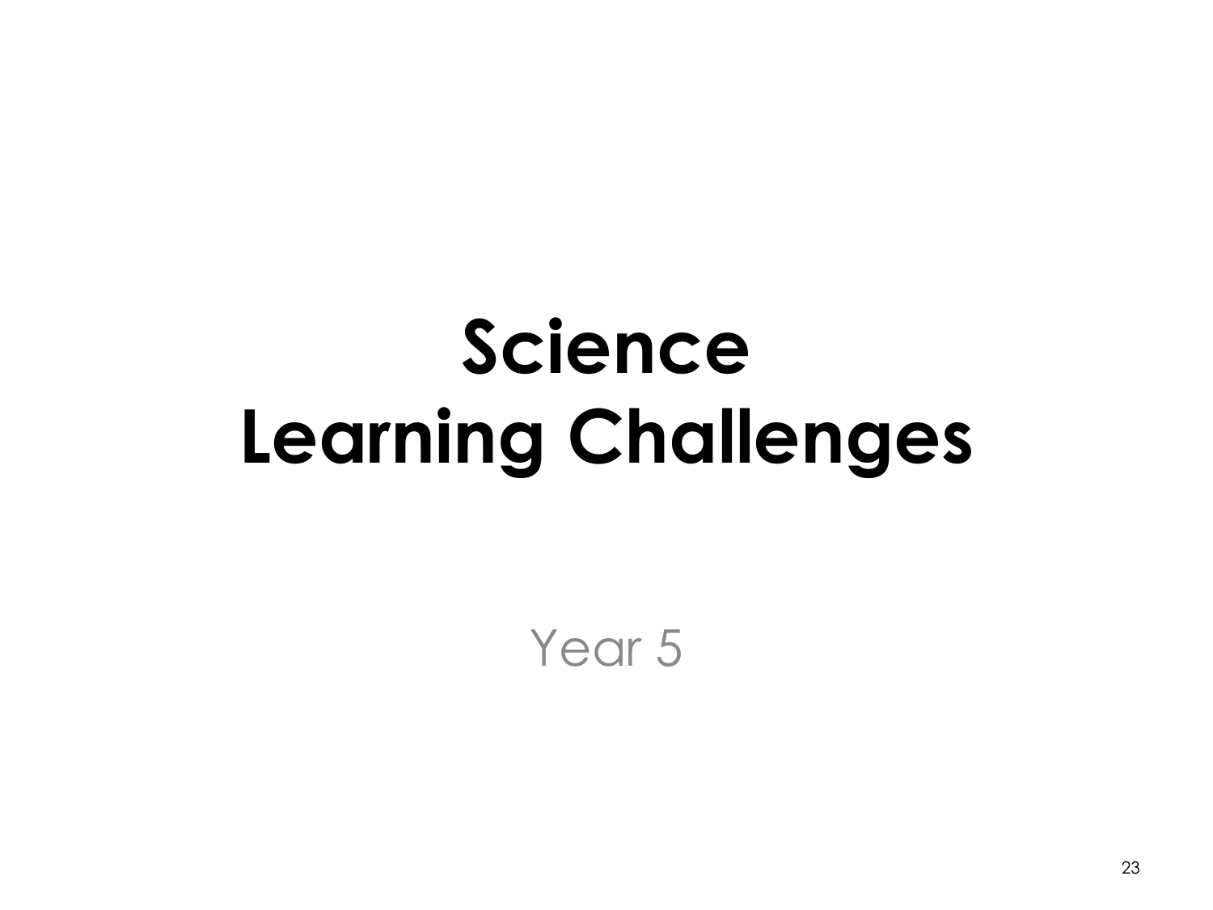# Science
# Learning Challenges

Year 5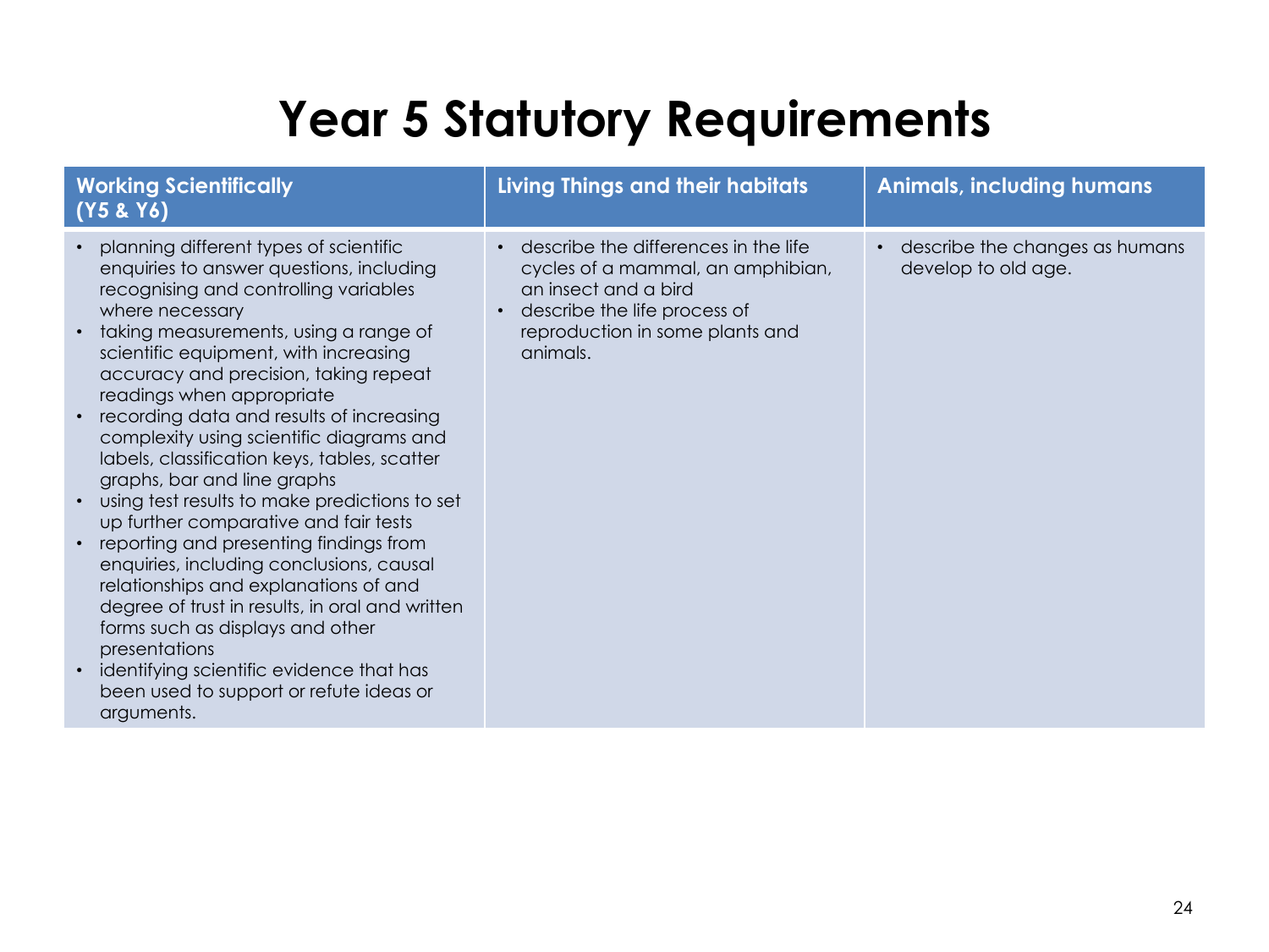# Year 5 Statutory Requirements

| Working Scientifically (Y5 & Y6) | Living Things and their habitats | Animals, including humans |
|---|---|---|
| • planning different types of scientific enquiries to answer questions, including recognising and controlling variables where necessary<br>• taking measurements, using a range of scientific equipment, with increasing accuracy and precision, taking repeat readings when appropriate<br>• recording data and results of increasing complexity using scientific diagrams and labels, classification keys, tables, scatter graphs, bar and line graphs<br>• using test results to make predictions to set up further comparative and fair tests<br>• reporting and presenting findings from enquiries, including conclusions, causal relationships and explanations of and degree of trust in results, in oral and written forms such as displays and other presentations<br>• identifying scientific evidence that has been used to support or refute ideas or arguments. | • describe the differences in the life cycles of a mammal, an amphibian, an insect and a bird<br>• describe the life process of reproduction in some plants and animals. | • describe the changes as humans develop to old age. |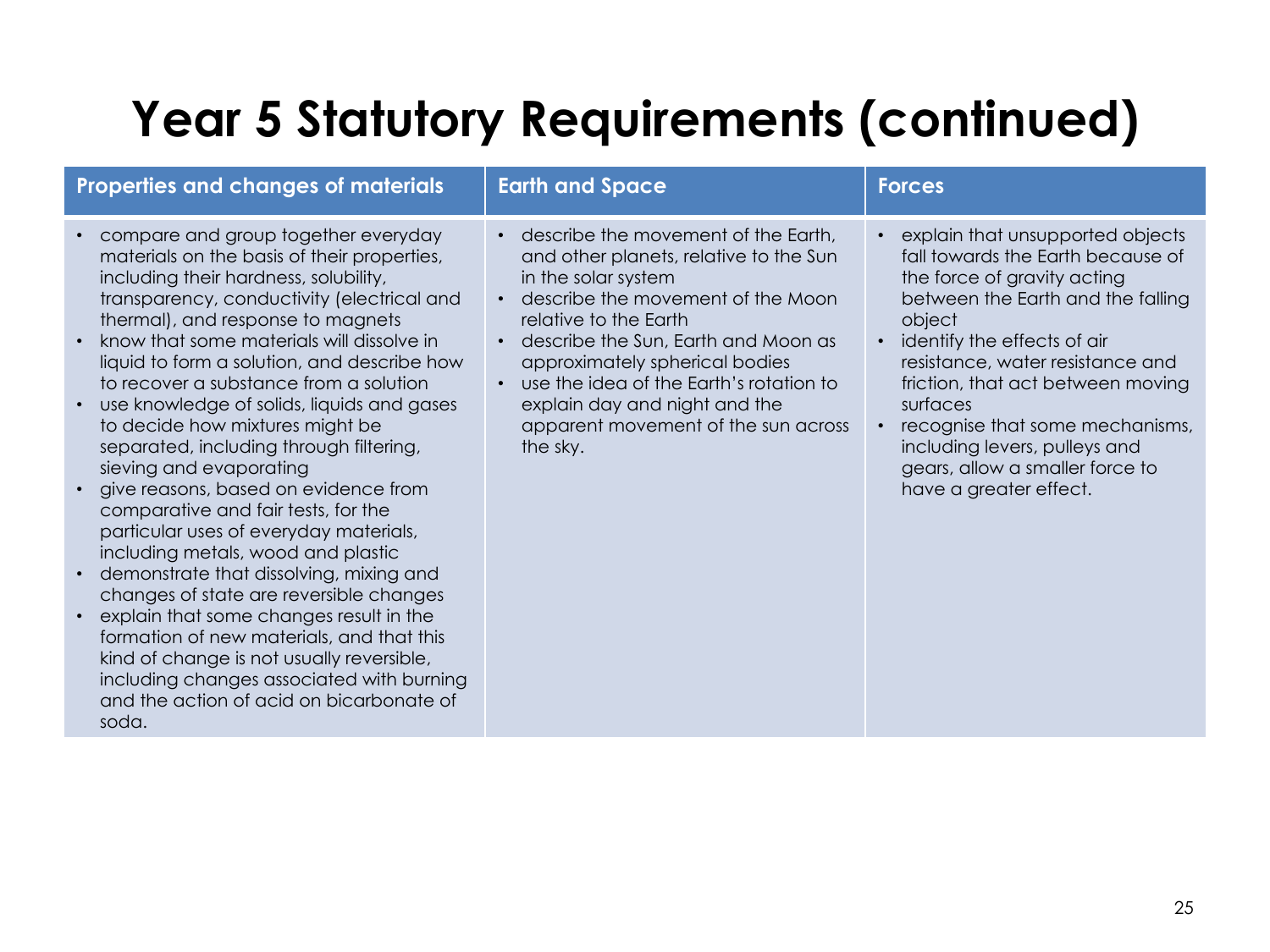# Year 5 Statutory Requirements (continued)

| Properties and changes of materials | Earth and Space | Forces |
| --- | --- | --- |
| • compare and group together everyday materials on the basis of their properties, including their hardness, solubility, transparency, conductivity (electrical and thermal), and response to magnets<br>• know that some materials will dissolve in liquid to form a solution, and describe how to recover a substance from a solution<br>• use knowledge of solids, liquids and gases to decide how mixtures might be separated, including through filtering, sieving and evaporating<br>• give reasons, based on evidence from comparative and fair tests, for the particular uses of everyday materials, including metals, wood and plastic<br>• demonstrate that dissolving, mixing and changes of state are reversible changes<br>• explain that some changes result in the formation of new materials, and that this kind of change is not usually reversible, including changes associated with burning and the action of acid on bicarbonate of soda. | • describe the movement of the Earth, and other planets, relative to the Sun in the solar system<br>• describe the movement of the Moon relative to the Earth<br>• describe the Sun, Earth and Moon as approximately spherical bodies<br>• use the idea of the Earth's rotation to explain day and night and the apparent movement of the sun across the sky. | • explain that unsupported objects fall towards the Earth because of the force of gravity acting between the Earth and the falling object<br>• identify the effects of air resistance, water resistance and friction, that act between moving surfaces<br>• recognise that some mechanisms, including levers, pulleys and gears, allow a smaller force to have a greater effect. |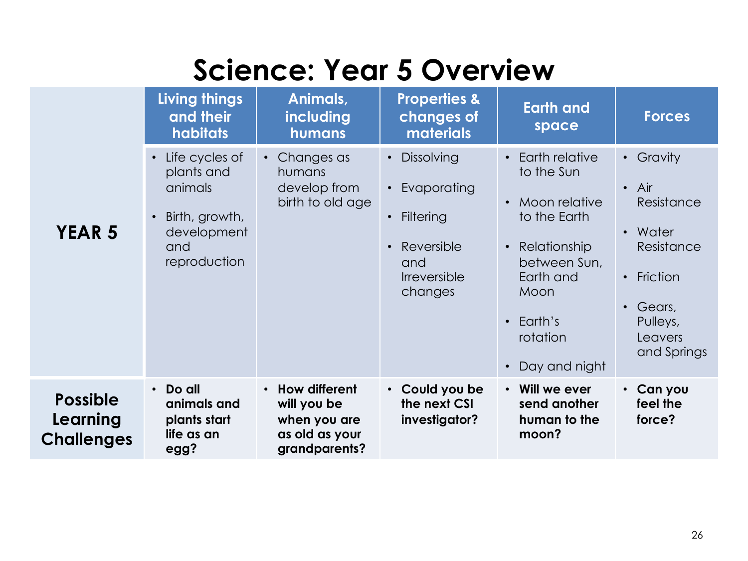# Science: Year 5 Overview

| | Living things and their habitats | Animals, including humans | Properties & changes of materials | Earth and space | Forces |
|---|---|---|---|---|---|
| **YEAR 5** | • Life cycles of plants and animals<br>• Birth, growth, development and reproduction | • Changes as humans develop from birth to old age | • Dissolving<br>• Evaporating<br>• Filtering<br>• Reversible and Irreversible changes | • Earth relative to the Sun<br>• Moon relative to the Earth<br>• Relationship between Sun, Earth and Moon<br>• Earth's rotation<br>• Day and night | • Gravity<br>• Air Resistance<br>• Water Resistance<br>• Friction<br>• Gears, Pulleys, Leavers and Springs |
| **Possible Learning Challenges** | • **Do all animals and plants start life as an egg?** | • **How different will you be when you are as old as your grandparents?** | • **Could you be the next CSI investigator?** | • **Will we ever send another human to the moon?** | • **Can you feel the force?** |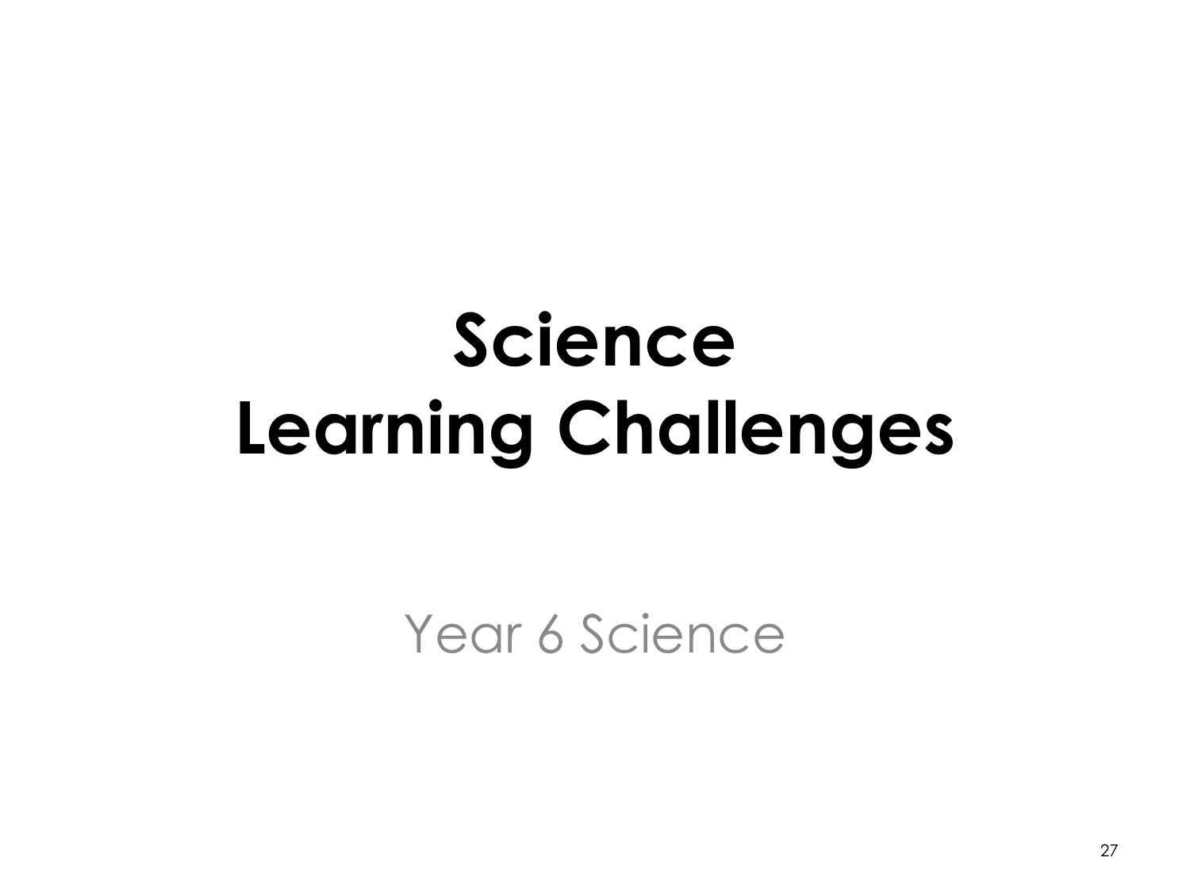# Science
# Learning Challenges

Year 6 Science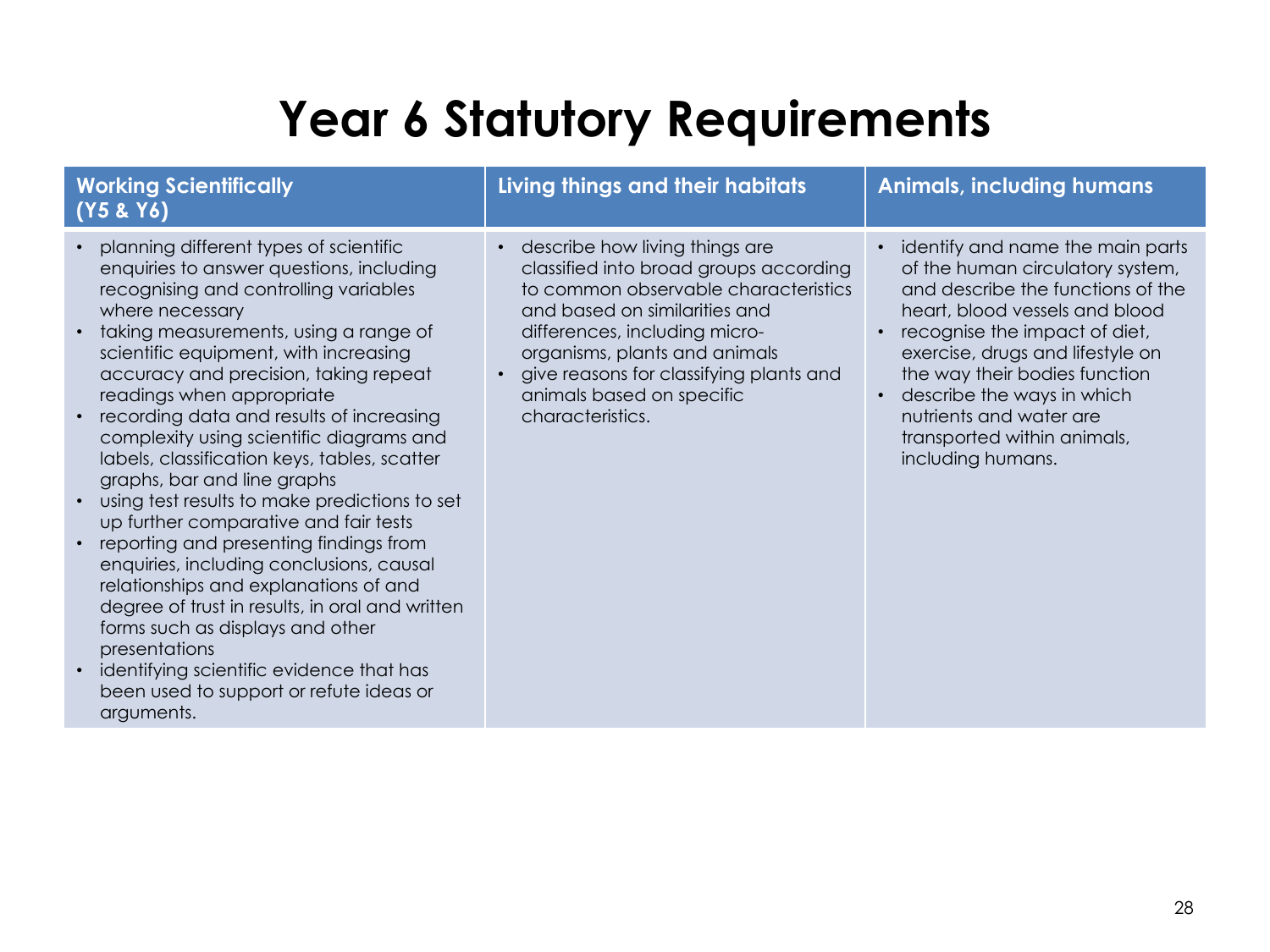# Year 6 Statutory Requirements

| Working Scientifically (Y5 & Y6) | Living things and their habitats | Animals, including humans |
| --- | --- | --- |
| • planning different types of scientific enquiries to answer questions, including recognising and controlling variables where necessary<br>• taking measurements, using a range of scientific equipment, with increasing accuracy and precision, taking repeat readings when appropriate<br>• recording data and results of increasing complexity using scientific diagrams and labels, classification keys, tables, scatter graphs, bar and line graphs<br>• using test results to make predictions to set up further comparative and fair tests<br>• reporting and presenting findings from enquiries, including conclusions, causal relationships and explanations of and degree of trust in results, in oral and written forms such as displays and other presentations<br>• identifying scientific evidence that has been used to support or refute ideas or arguments. | • describe how living things are classified into broad groups according to common observable characteristics and based on similarities and differences, including micro-organisms, plants and animals<br>• give reasons for classifying plants and animals based on specific characteristics. | • identify and name the main parts of the human circulatory system, and describe the functions of the heart, blood vessels and blood<br>• recognise the impact of diet, exercise, drugs and lifestyle on the way their bodies function<br>• describe the ways in which nutrients and water are transported within animals, including humans. |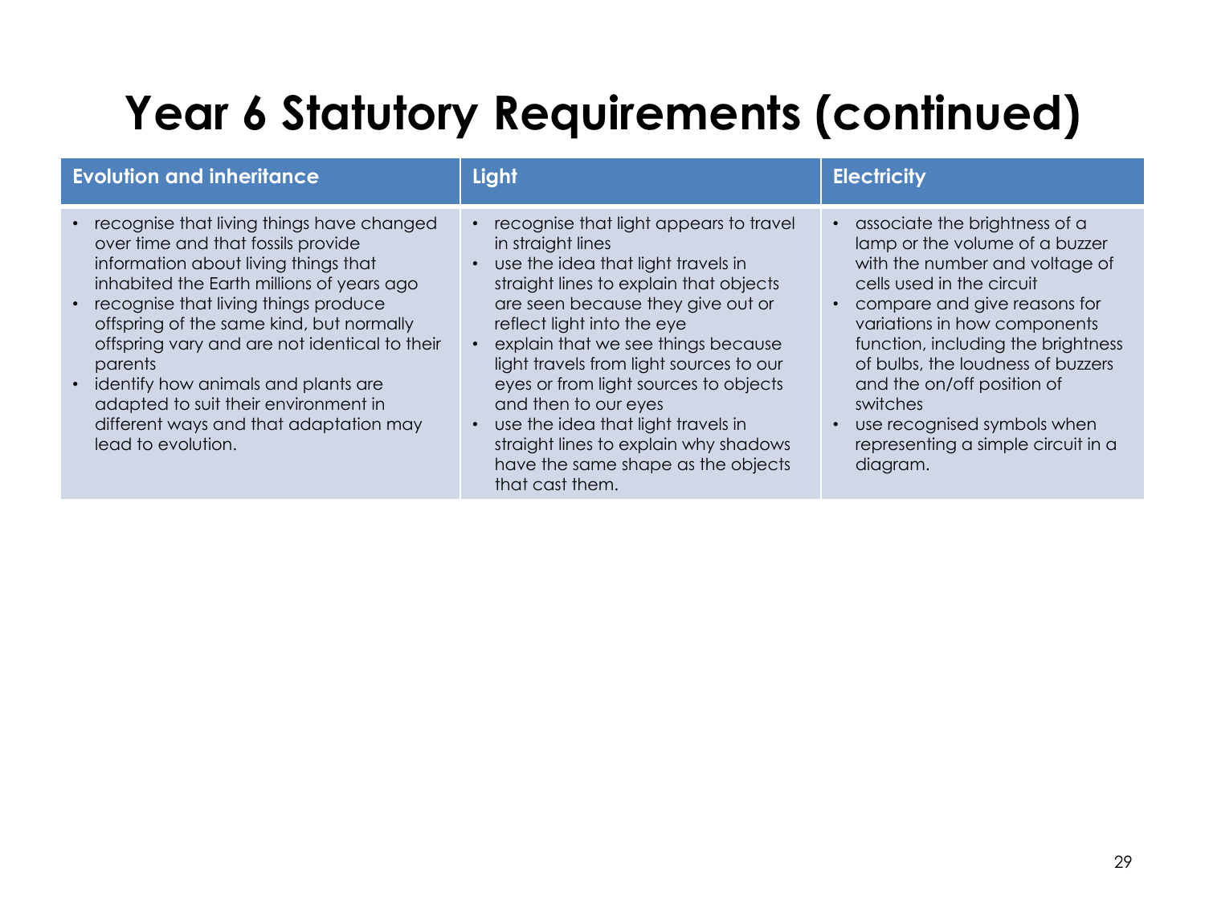# Year 6 Statutory Requirements (continued)

| Evolution and inheritance | Light | Electricity |
|---|---|---|
| • recognise that living things have changed over time and that fossils provide information about living things that inhabited the Earth millions of years ago<br>• recognise that living things produce offspring of the same kind, but normally offspring vary and are not identical to their parents<br>• identify how animals and plants are adapted to suit their environment in different ways and that adaptation may lead to evolution. | • recognise that light appears to travel in straight lines<br>• use the idea that light travels in straight lines to explain that objects are seen because they give out or reflect light into the eye<br>• explain that we see things because light travels from light sources to our eyes or from light sources to objects and then to our eyes<br>• use the idea that light travels in straight lines to explain why shadows have the same shape as the objects that cast them. | • associate the brightness of a lamp or the volume of a buzzer with the number and voltage of cells used in the circuit<br>• compare and give reasons for variations in how components function, including the brightness of bulbs, the loudness of buzzers and the on/off position of switches<br>• use recognised symbols when representing a simple circuit in a diagram. |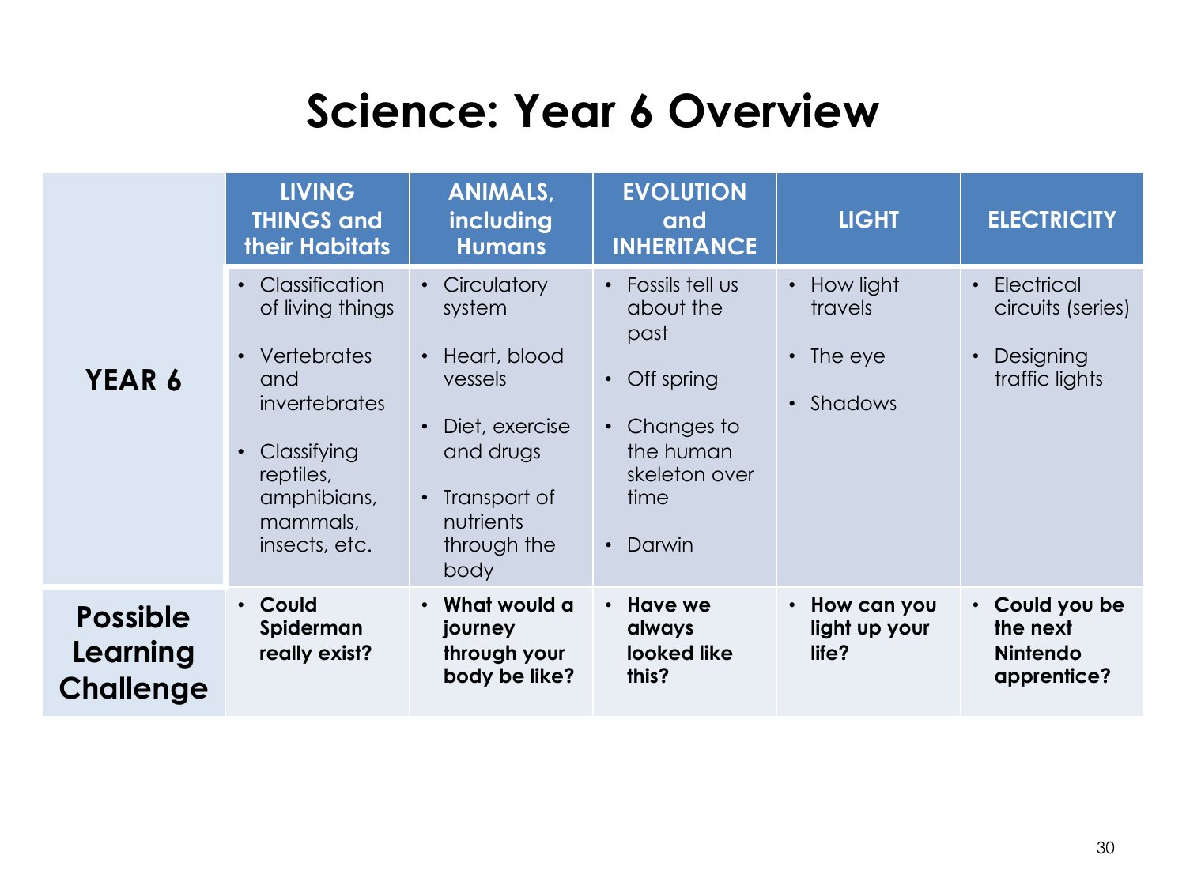# Science: Year 6 Overview

| | LIVING THINGS and their Habitats | ANIMALS, including Humans | EVOLUTION and INHERITANCE | LIGHT | ELECTRICITY |
|---|---|---|---|---|---|
| **YEAR 6** | • Classification of living things<br>• Vertebrates and invertebrates<br>• Classifying reptiles, amphibians, mammals, insects, etc. | • Circulatory system<br>• Heart, blood vessels<br>• Diet, exercise and drugs<br>• Transport of nutrients through the body | • Fossils tell us about the past<br>• Off spring<br>• Changes to the human skeleton over time<br>• Darwin | • How light travels<br>• The eye<br>• Shadows | • Electrical circuits (series)<br>• Designing traffic lights |
| **Possible Learning Challenge** | • **Could Spiderman really exist?** | • **What would a journey through your body be like?** | • **Have we always looked like this?** | • **How can you light up your life?** | • **Could you be the next Nintendo apprentice?** |